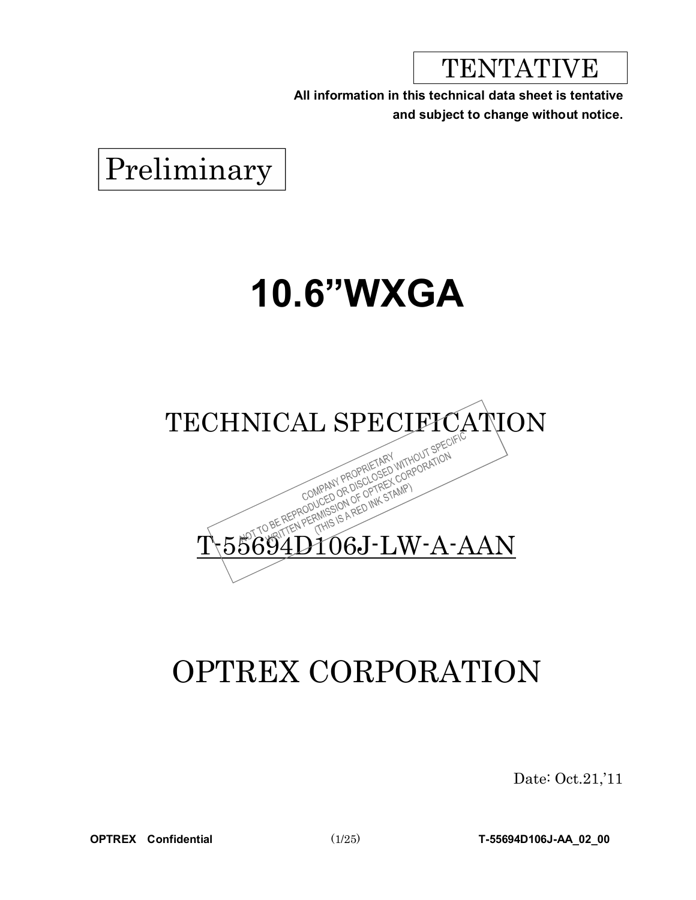TENTATIVE

**All information in this technical data sheet is tentative and subject to change without notice.**

Preliminary

# 10.6"WXGA

## TECHNICAL SPECIFICATION

COMPANY PROPRIETARY
NOT TO BE REPRODUCED OR DISCLOSED WITHOUT SPECIFIC WRITTEN PERMISSION OF OPTREX CORPORATION
(THIS IS A RED INK STAMP)

## T-55694D106J-LW-A-AAN

## OPTREX CORPORATION

Date: Oct.21,'11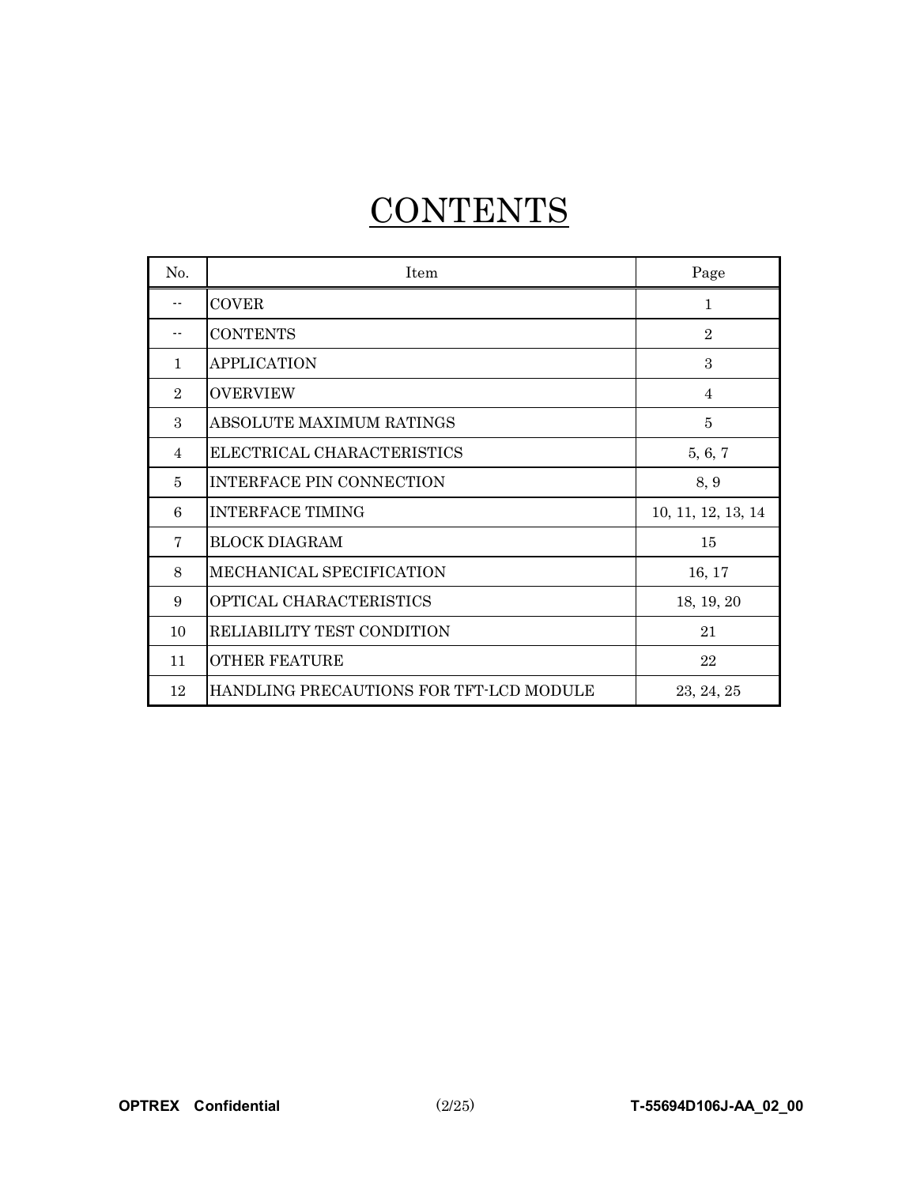# CONTENTS

| No. | Item | Page |
|---|---|---|
| -- | COVER | 1 |
| -- | CONTENTS | 2 |
| 1 | APPLICATION | 3 |
| 2 | OVERVIEW | 4 |
| 3 | ABSOLUTE MAXIMUM RATINGS | 5 |
| 4 | ELECTRICAL CHARACTERISTICS | 5, 6, 7 |
| 5 | INTERFACE PIN CONNECTION | 8, 9 |
| 6 | INTERFACE TIMING | 10, 11, 12, 13, 14 |
| 7 | BLOCK DIAGRAM | 15 |
| 8 | MECHANICAL SPECIFICATION | 16, 17 |
| 9 | OPTICAL CHARACTERISTICS | 18, 19, 20 |
| 10 | RELIABILITY TEST CONDITION | 21 |
| 11 | OTHER FEATURE | 22 |
| 12 | HANDLING PRECAUTIONS FOR TFT-LCD MODULE | 23, 24, 25 |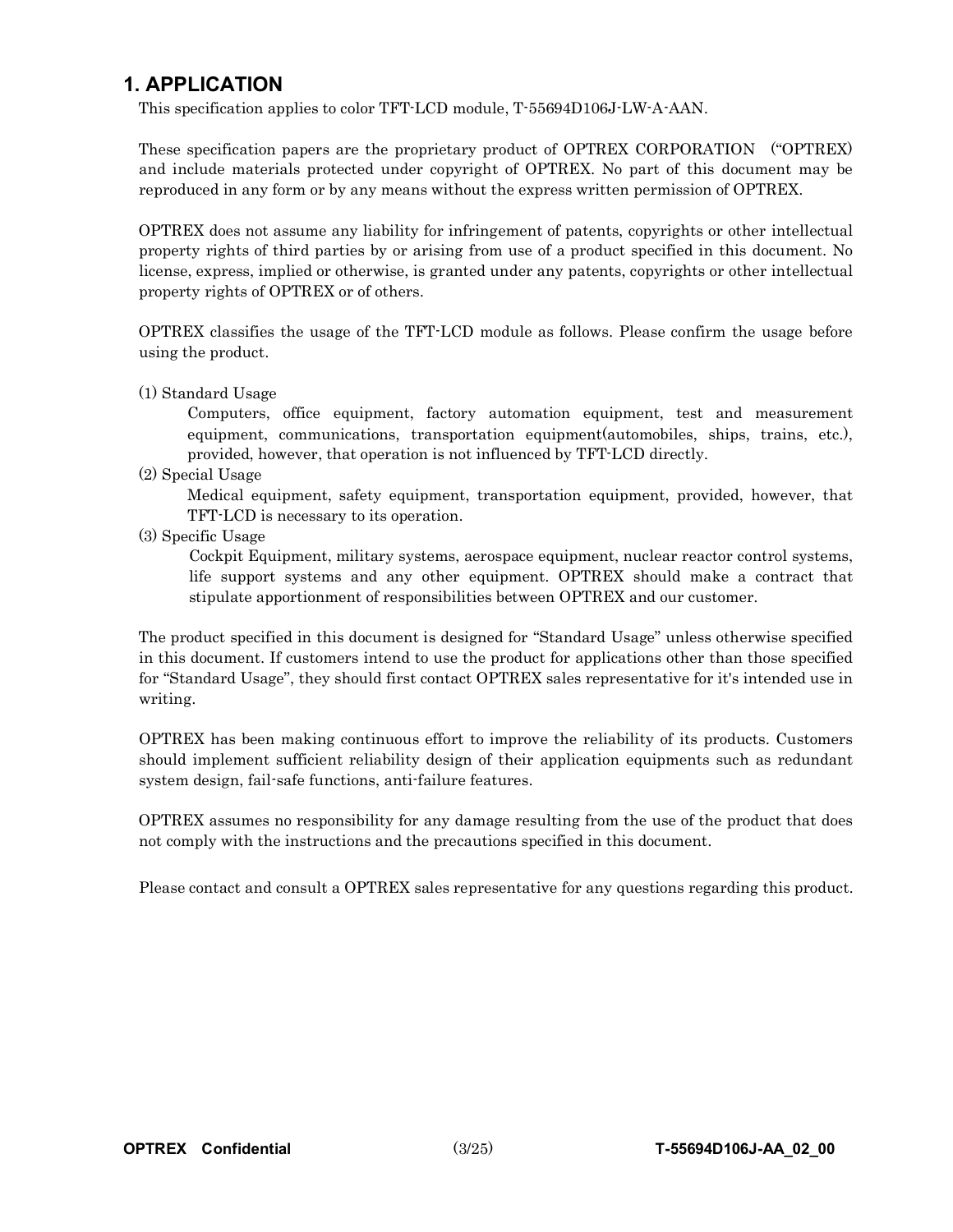## 1. APPLICATION

This specification applies to color TFT-LCD module, T-55694D106J-LW-A-AAN.

These specification papers are the proprietary product of OPTREX CORPORATION ("OPTREX) and include materials protected under copyright of OPTREX. No part of this document may be reproduced in any form or by any means without the express written permission of OPTREX.

OPTREX does not assume any liability for infringement of patents, copyrights or other intellectual property rights of third parties by or arising from use of a product specified in this document. No license, express, implied or otherwise, is granted under any patents, copyrights or other intellectual property rights of OPTREX or of others.

OPTREX classifies the usage of the TFT-LCD module as follows. Please confirm the usage before using the product.

(1) Standard Usage
  Computers, office equipment, factory automation equipment, test and measurement equipment, communications, transportation equipment(automobiles, ships, trains, etc.), provided, however, that operation is not influenced by TFT-LCD directly.

(2) Special Usage
  Medical equipment, safety equipment, transportation equipment, provided, however, that TFT-LCD is necessary to its operation.

(3) Specific Usage
  Cockpit Equipment, military systems, aerospace equipment, nuclear reactor control systems, life support systems and any other equipment. OPTREX should make a contract that stipulate apportionment of responsibilities between OPTREX and our customer.

The product specified in this document is designed for "Standard Usage" unless otherwise specified in this document. If customers intend to use the product for applications other than those specified for "Standard Usage", they should first contact OPTREX sales representative for it's intended use in writing.

OPTREX has been making continuous effort to improve the reliability of its products. Customers should implement sufficient reliability design of their application equipments such as redundant system design, fail-safe functions, anti-failure features.

OPTREX assumes no responsibility for any damage resulting from the use of the product that does not comply with the instructions and the precautions specified in this document.

Please contact and consult a OPTREX sales representative for any questions regarding this product.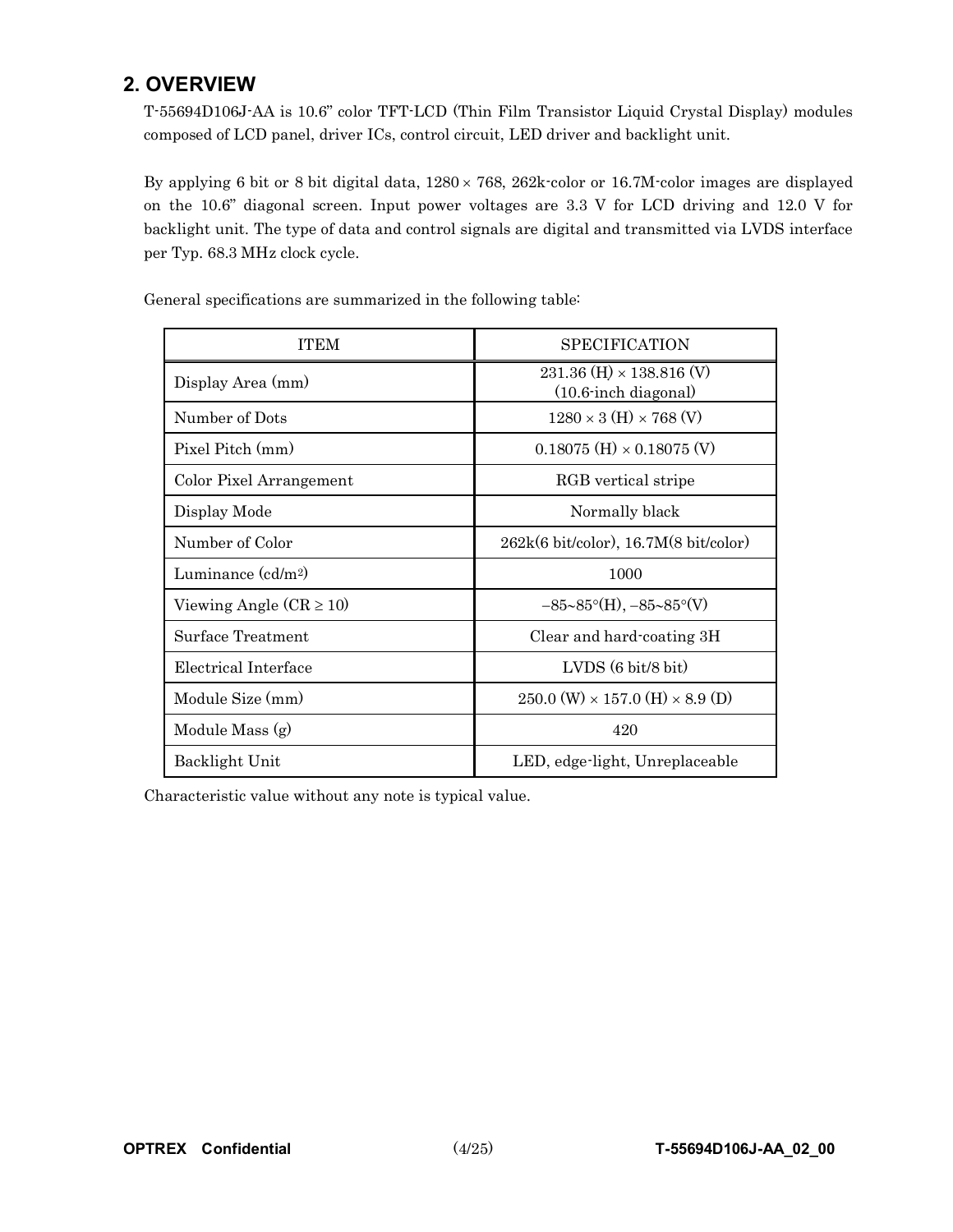## 2. OVERVIEW

T-55694D106J-AA is 10.6” color TFT-LCD (Thin Film Transistor Liquid Crystal Display) modules composed of LCD panel, driver ICs, control circuit, LED driver and backlight unit.

By applying 6 bit or 8 bit digital data, 1280 × 768, 262k-color or 16.7M-color images are displayed on the 10.6” diagonal screen. Input power voltages are 3.3 V for LCD driving and 12.0 V for backlight unit. The type of data and control signals are digital and transmitted via LVDS interface per Typ. 68.3 MHz clock cycle.

General specifications are summarized in the following table:

| ITEM | SPECIFICATION |
| --- | --- |
| Display Area (mm) | 231.36 (H) × 138.816 (V) (10.6-inch diagonal) |
| Number of Dots | 1280 × 3 (H) × 768 (V) |
| Pixel Pitch (mm) | 0.18075 (H) × 0.18075 (V) |
| Color Pixel Arrangement | RGB vertical stripe |
| Display Mode | Normally black |
| Number of Color | 262k(6 bit/color), 16.7M(8 bit/color) |
| Luminance ($cd/m^2$) | 1000 |
| Viewing Angle (CR ≥ 10) | −85~85°(H), −85~85°(V) |
| Surface Treatment | Clear and hard-coating 3H |
| Electrical Interface | LVDS (6 bit/8 bit) |
| Module Size (mm) | 250.0 (W) × 157.0 (H) × 8.9 (D) |
| Module Mass (g) | 420 |
| Backlight Unit | LED, edge-light, Unreplaceable |

Characteristic value without any note is typical value.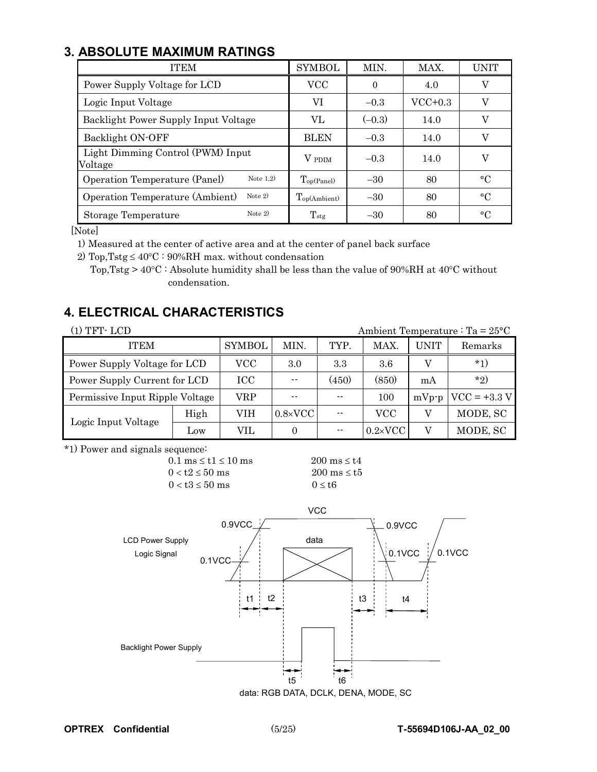## 3. ABSOLUTE MAXIMUM RATINGS

| ITEM | SYMBOL | MIN. | MAX. | UNIT |
|---|---|---|---|---|
| Power Supply Voltage for LCD | VCC | 0 | 4.0 | V |
| Logic Input Voltage | VI | −0.3 | VCC+0.3 | V |
| Backlight Power Supply Input Voltage | VL | (−0.3) | 14.0 | V |
| Backlight ON-OFF | BLEN | −0.3 | 14.0 | V |
| Light Dimming Control (PWM) Input Voltage | $V_{PDIM}$ | −0.3 | 14.0 | V |
| Operation Temperature (Panel) Note 1,2) | $T_{op(Panel)}$ | −30 | 80 | °C |
| Operation Temperature (Ambient) Note 2) | $T_{op(Ambient)}$ | −30 | 80 | °C |
| Storage Temperature Note 2) | $T_{stg}$ | −30 | 80 | °C |

[Note]

1) Measured at the center of active area and at the center of panel back surface

2) Top,Tstg ≤ 40°C : 90%RH max. without condensation
   Top,Tstg > 40°C : Absolute humidity shall be less than the value of 90%RH at 40°C without condensation.

## 4. ELECTRICAL CHARACTERISTICS

(1) TFT- LCD — Ambient Temperature : Ta = 25°C

| ITEM | | SYMBOL | MIN. | TYP. | MAX. | UNIT | Remarks |
|---|---|---|---|---|---|---|---|
| Power Supply Voltage for LCD | | VCC | 3.0 | 3.3 | 3.6 | V | *1) |
| Power Supply Current for LCD | | ICC | -- | (450) | (850) | mA | *2) |
| Permissive Input Ripple Voltage | | VRP | -- | -- | 100 | mVp-p | VCC = +3.3 V |
| Logic Input Voltage | High | VIH | 0.8×VCC | -- | VCC | V | MODE, SC |
| | Low | VIL | 0 | -- | 0.2×VCC | V | MODE, SC |

*1) Power and signals sequence:

$0.1\text{ ms} \le t1 \le 10\text{ ms}$ — $200\text{ ms} \le t4$

$0 < t2 \le 50\text{ ms}$ — $200\text{ ms} \le t5$

$0 < t3 \le 50\text{ ms}$ — $0 \le t6$

LCD Power Supply / Logic Signal: VCC, 0.9VCC, 0.1VCC, data, t1, t2, t3, t4

Backlight Power Supply: t5, t6

data: RGB DATA, DCLK, DENA, MODE, SC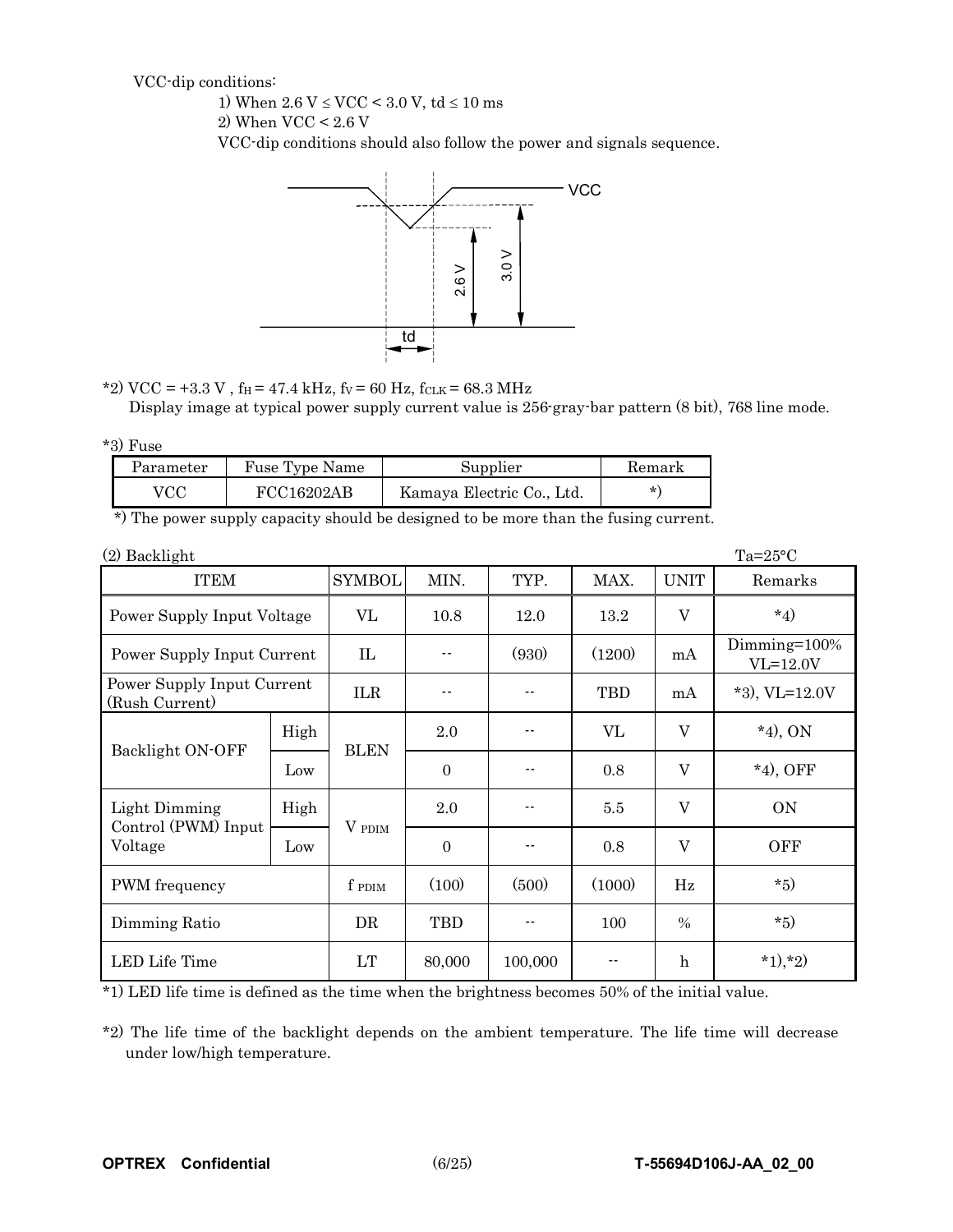VCC-dip conditions:

1) When 2.6 V ≤ VCC < 3.0 V, td ≤ 10 ms

2) When VCC < 2.6 V

VCC-dip conditions should also follow the power and signals sequence.

*2) VCC = +3.3 V , $f_H$ = 47.4 kHz, $f_V$ = 60 Hz, $f_{CLK}$ = 68.3 MHz

Display image at typical power supply current value is 256-gray-bar pattern (8 bit), 768 line mode.

*3) Fuse

| Parameter | Fuse Type Name | Supplier | Remark |
|---|---|---|---|
| VCC | FCC16202AB | Kamaya Electric Co., Ltd. | *) |

*) The power supply capacity should be designed to be more than the fusing current.

(2) Backlight Ta=25°C

| ITEM | | SYMBOL | MIN. | TYP. | MAX. | UNIT | Remarks |
|---|---|---|---|---|---|---|---|
| Power Supply Input Voltage | | VL | 10.8 | 12.0 | 13.2 | V | *4) |
| Power Supply Input Current | | IL | -- | (930) | (1200) | mA | Dimming=100% VL=12.0V |
| Power Supply Input Current (Rush Current) | | ILR | -- | -- | TBD | mA | *3), VL=12.0V |
| Backlight ON-OFF | High | BLEN | 2.0 | -- | VL | V | *4), ON |
| | Low | | 0 | -- | 0.8 | V | *4), OFF |
| Light Dimming Control (PWM) Input Voltage | High | $V_{PDIM}$ | 2.0 | -- | 5.5 | V | ON |
| | Low | | 0 | -- | 0.8 | V | OFF |
| PWM frequency | | $f_{PDIM}$ | (100) | (500) | (1000) | Hz | *5) |
| Dimming Ratio | | DR | TBD | -- | 100 | % | *5) |
| LED Life Time | | LT | 80,000 | 100,000 | -- | h | *1),*2) |

*1) LED life time is defined as the time when the brightness becomes 50% of the initial value.

*2) The life time of the backlight depends on the ambient temperature. The life time will decrease under low/high temperature.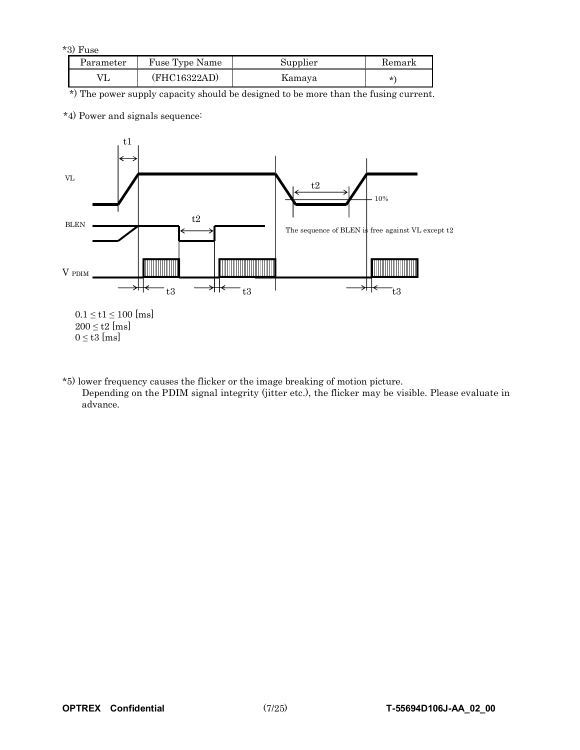*3) Fuse

| Parameter | Fuse Type Name | Supplier | Remark |
|---|---|---|---|
| VL | (FHC16322AD) | Kamaya | *) |

*) The power supply capacity should be designed to be more than the fusing current.

*4) Power and signals sequence:

VL

BLEN

V PDIM

t1 t2 t2 10% t3 t3 t3

The sequence of BLEN is free against VL except t2

$0.1 \leq t1 \leq 100$ [ms]
$200 \leq t2$ [ms]
$0 \leq t3$ [ms]

*5) lower frequency causes the flicker or the image breaking of motion picture.
Depending on the PDIM signal integrity (jitter etc.), the flicker may be visible. Please evaluate in advance.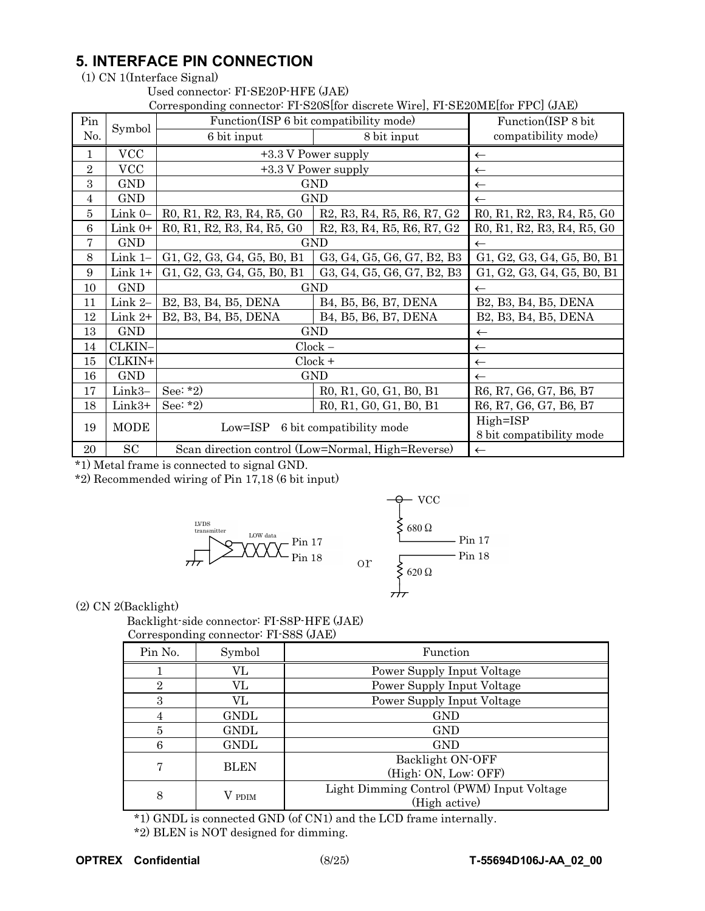## 5. INTERFACE PIN CONNECTION

(1) CN 1(Interface Signal)

Used connector: FI-SE20P-HFE (JAE)

Corresponding connector: FI-S20S[for discrete Wire], FI-SE20ME[for FPC] (JAE)

| Pin No. | Symbol | Function(ISP 6 bit compatibility mode) | | Function(ISP 8 bit compatibility mode) |
|---|---|---|---|---|
| | | 6 bit input | 8 bit input | |
| 1 | VCC | +3.3 V Power supply | | ← |
| 2 | VCC | +3.3 V Power supply | | ← |
| 3 | GND | GND | | ← |
| 4 | GND | GND | | ← |
| 5 | Link 0– | R0, R1, R2, R3, R4, R5, G0 | R2, R3, R4, R5, R6, R7, G2 | R0, R1, R2, R3, R4, R5, G0 |
| 6 | Link 0+ | R0, R1, R2, R3, R4, R5, G0 | R2, R3, R4, R5, R6, R7, G2 | R0, R1, R2, R3, R4, R5, G0 |
| 7 | GND | GND | | ← |
| 8 | Link 1– | G1, G2, G3, G4, G5, B0, B1 | G3, G4, G5, G6, G7, B2, B3 | G1, G2, G3, G4, G5, B0, B1 |
| 9 | Link 1+ | G1, G2, G3, G4, G5, B0, B1 | G3, G4, G5, G6, G7, B2, B3 | G1, G2, G3, G4, G5, B0, B1 |
| 10 | GND | GND | | ← |
| 11 | Link 2– | B2, B3, B4, B5, DENA | B4, B5, B6, B7, DENA | B2, B3, B4, B5, DENA |
| 12 | Link 2+ | B2, B3, B4, B5, DENA | B4, B5, B6, B7, DENA | B2, B3, B4, B5, DENA |
| 13 | GND | GND | | ← |
| 14 | CLKIN– | Clock – | | ← |
| 15 | CLKIN+ | Clock + | | ← |
| 16 | GND | GND | | ← |
| 17 | Link3– | See: *2) | R0, R1, G0, G1, B0, B1 | R6, R7, G6, G7, B6, B7 |
| 18 | Link3+ | See: *2) | R0, R1, G0, G1, B0, B1 | R6, R7, G6, G7, B6, B7 |
| 19 | MODE | Low=ISP 6 bit compatibility mode | | High=ISP 8 bit compatibility mode |
| 20 | SC | Scan direction control (Low=Normal, High=Reverse) | | ← |

*1) Metal frame is connected to signal GND.

*2) Recommended wiring of Pin 17,18 (6 bit input)

LVDS transmitter — LOW data — Pin 17 / Pin 18 &nbsp;&nbsp; or &nbsp;&nbsp; VCC — 680 Ω — Pin 17; Pin 18 — 620 Ω — GND

(2) CN 2(Backlight)

Backlight-side connector: FI-S8P-HFE (JAE)

Corresponding connector: FI-S8S (JAE)

| Pin No. | Symbol | Function |
|---|---|---|
| 1 | VL | Power Supply Input Voltage |
| 2 | VL | Power Supply Input Voltage |
| 3 | VL | Power Supply Input Voltage |
| 4 | GNDL | GND |
| 5 | GNDL | GND |
| 6 | GNDL | GND |
| 7 | BLEN | Backlight ON-OFF (High: ON, Low: OFF) |
| 8 | $V_{PDIM}$ | Light Dimming Control (PWM) Input Voltage (High active) |

*1) GNDL is connected GND (of CN1) and the LCD frame internally.

*2) BLEN is NOT designed for dimming.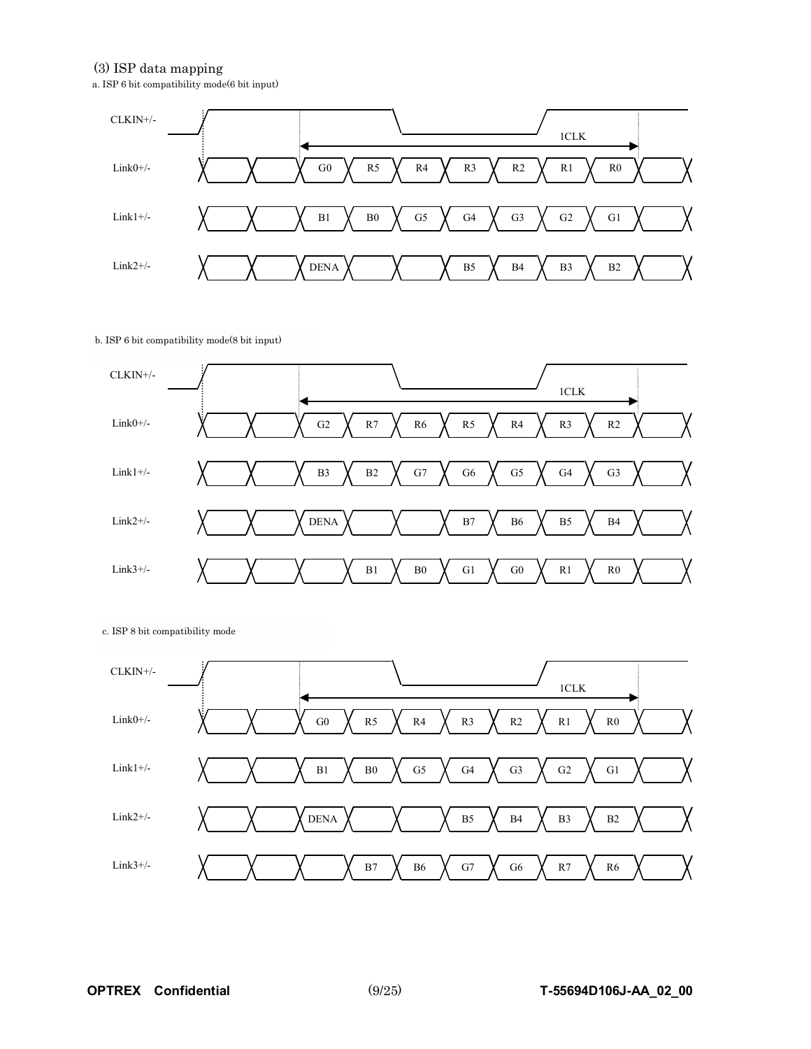### (3) ISP data mapping

a. ISP 6 bit compatibility mode(6 bit input)

| Signal | | | | | | | | |
|---|---|---|---|---|---|---|---|---|
| CLKIN+/- | 1CLK | | | | | | | |
| Link0+/- | G0 | R5 | R4 | R3 | R2 | R1 | R0 | |
| Link1+/- | B1 | B0 | G5 | G4 | G3 | G2 | G1 | |
| Link2+/- | DENA | | | B5 | B4 | B3 | B2 | |

b. ISP 6 bit compatibility mode(8 bit input)

| Signal | | | | | | | |
|---|---|---|---|---|---|---|---|
| CLKIN+/- | 1CLK | | | | | | |
| Link0+/- | G2 | R7 | R6 | R5 | R4 | R3 | R2 |
| Link1+/- | B3 | B2 | G7 | G6 | G5 | G4 | G3 |
| Link2+/- | DENA | | | B7 | B6 | B5 | B4 |
| Link3+/- | | B1 | B0 | G1 | G0 | R1 | R0 |

c. ISP 8 bit compatibility mode

| Signal | | | | | | | |
|---|---|---|---|---|---|---|---|
| CLKIN+/- | 1CLK | | | | | | |
| Link0+/- | G0 | R5 | R4 | R3 | R2 | R1 | R0 |
| Link1+/- | B1 | B0 | G5 | G4 | G3 | G2 | G1 |
| Link2+/- | DENA | | | B5 | B4 | B3 | B2 |
| Link3+/- | | B7 | B6 | G7 | G6 | R7 | R6 |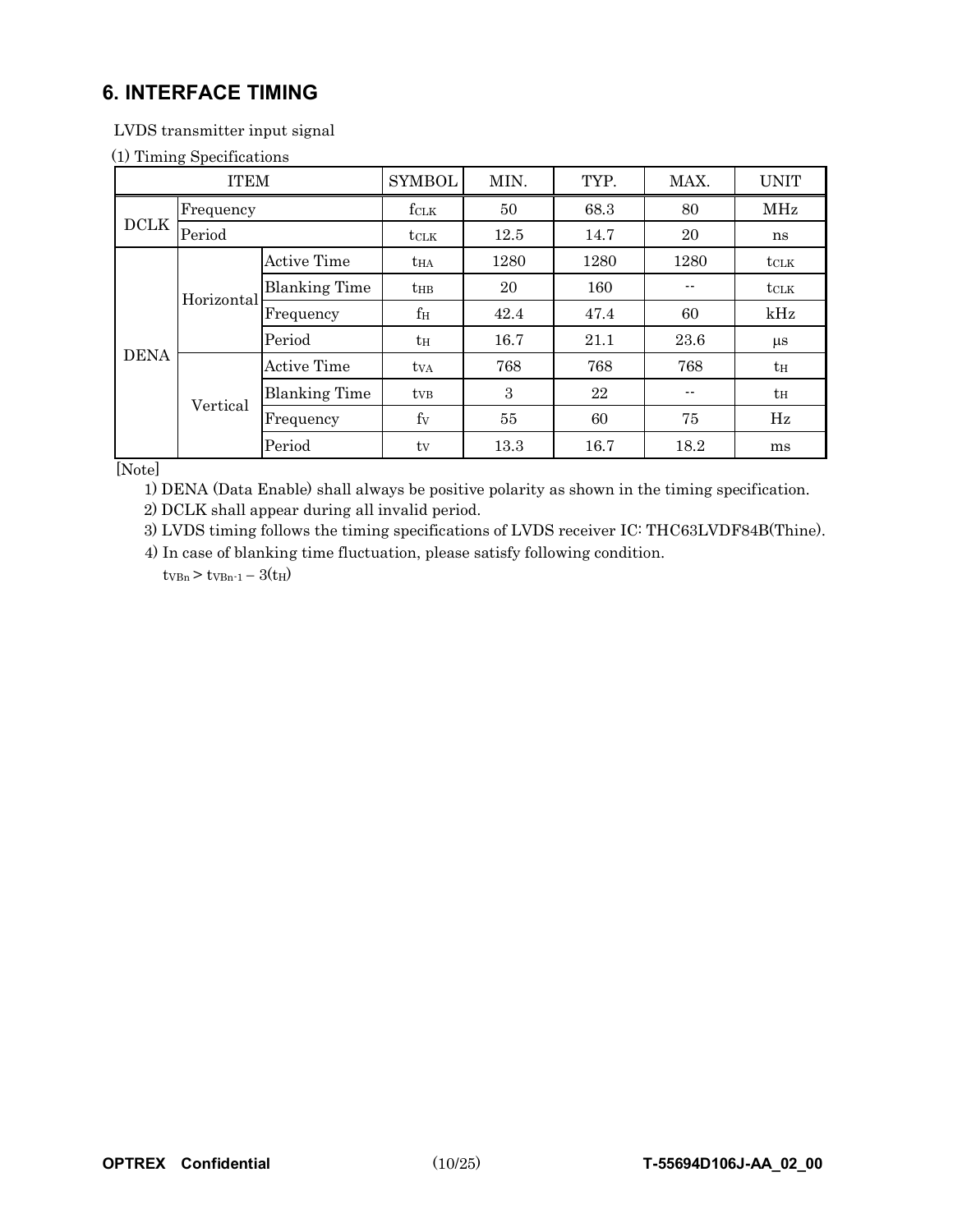## 6. INTERFACE TIMING

LVDS transmitter input signal

(1) Timing Specifications

| ITEM | | | SYMBOL | MIN. | TYP. | MAX. | UNIT |
|---|---|---|---|---|---|---|---|
| DCLK | Frequency | | $f_{CLK}$ | 50 | 68.3 | 80 | MHz |
| | Period | | $t_{CLK}$ | 12.5 | 14.7 | 20 | ns |
| DENA | Horizontal | Active Time | $t_{HA}$ | 1280 | 1280 | 1280 | $t_{CLK}$ |
| | | Blanking Time | $t_{HB}$ | 20 | 160 | -- | $t_{CLK}$ |
| | | Frequency | $f_H$ | 42.4 | 47.4 | 60 | kHz |
| | | Period | $t_H$ | 16.7 | 21.1 | 23.6 | μs |
| | Vertical | Active Time | $t_{VA}$ | 768 | 768 | 768 | $t_H$ |
| | | Blanking Time | $t_{VB}$ | 3 | 22 | -- | $t_H$ |
| | | Frequency | $f_V$ | 55 | 60 | 75 | Hz |
| | | Period | $t_V$ | 13.3 | 16.7 | 18.2 | ms |

[Note]

1) DENA (Data Enable) shall always be positive polarity as shown in the timing specification.

2) DCLK shall appear during all invalid period.

3) LVDS timing follows the timing specifications of LVDS receiver IC: THC63LVDF84B(Thine).

4) In case of blanking time fluctuation, please satisfy following condition.

$t_{VBn} > t_{VBn-1} - 3(t_H)$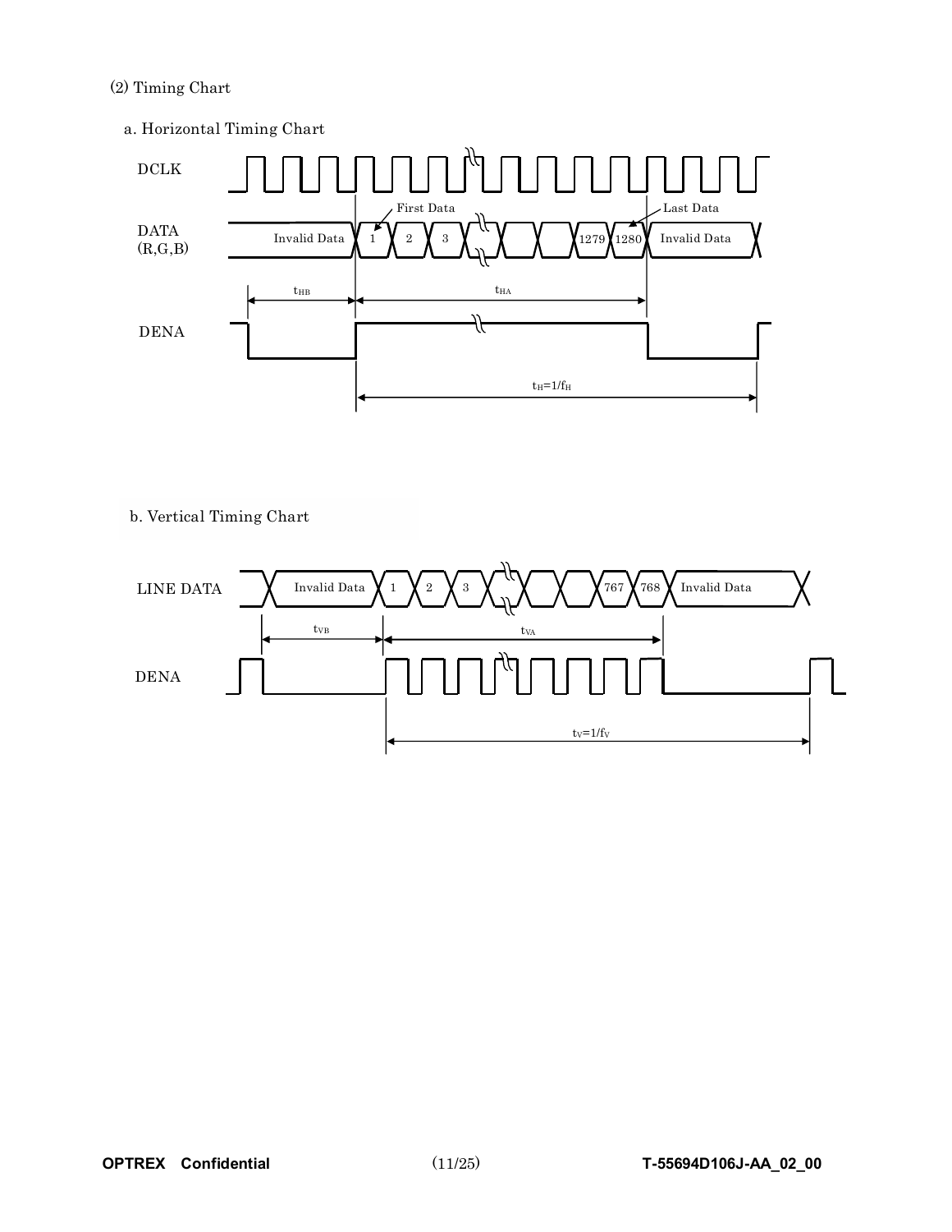(2) Timing Chart

a. Horizontal Timing Chart

DCLK

DATA (R,G,B): Invalid Data | 1 (First Data) | 2 | 3 | ... | 1279 | 1280 (Last Data) | Invalid Data

$t_{HB}$ $t_{HA}$

DENA

$t_H=1/f_H$

b. Vertical Timing Chart

LINE DATA: Invalid Data | 1 | 2 | 3 | ... | 767 | 768 | Invalid Data

$t_{VB}$ $t_{VA}$

DENA

$t_V=1/f_V$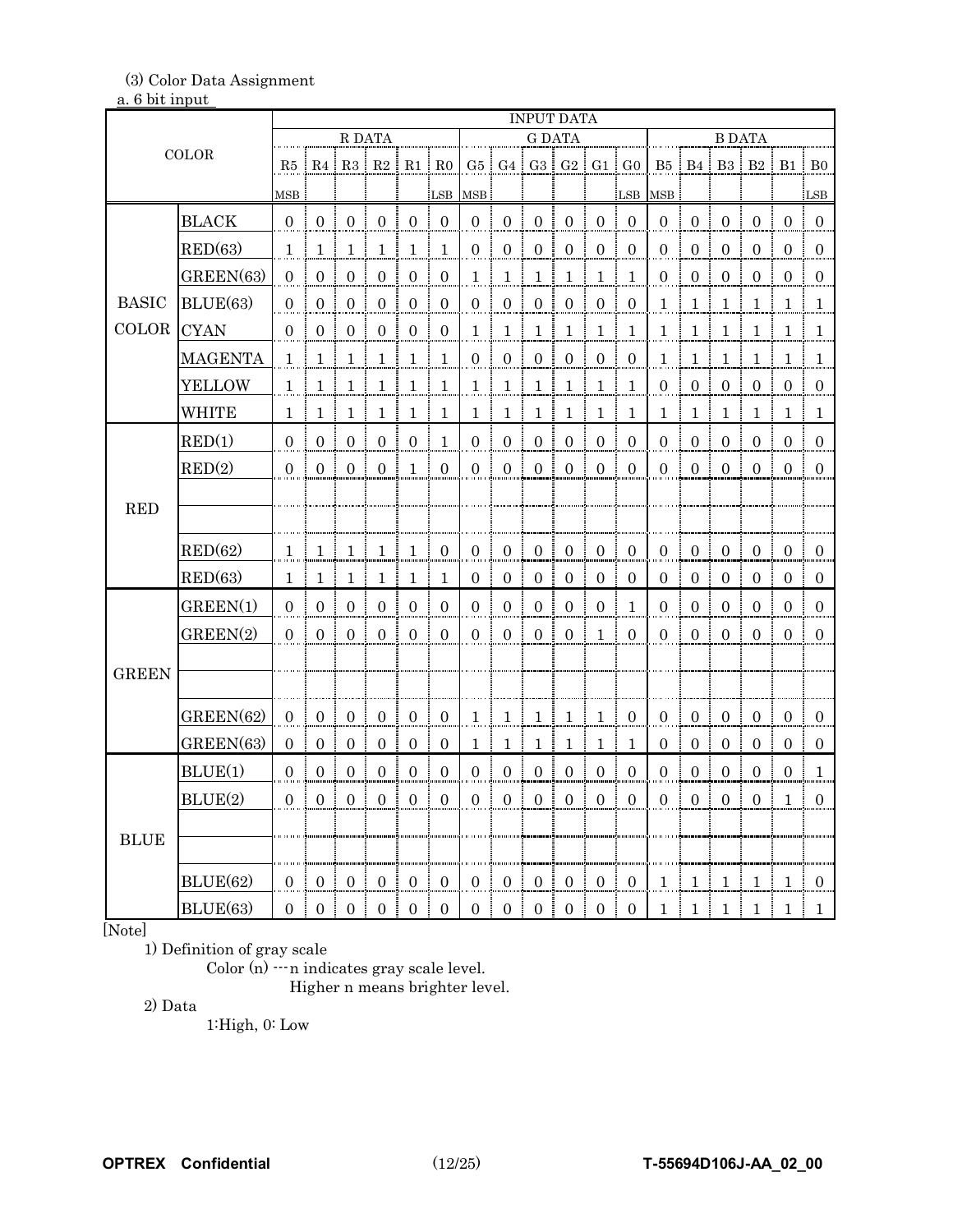(3) Color Data Assignment

a. 6 bit input

| COLOR | | INPUT DATA | | | | | | | | | | | | | | | | | |
|---|---|---|---|---|---|---|---|---|---|---|---|---|---|---|---|---|---|---|---|
| | | R DATA | | | | | | G DATA | | | | | | B DATA | | | | | |
| | | R5 MSB | R4 | R3 | R2 | R1 | R0 LSB | G5 MSB | G4 | G3 | G2 | G1 | G0 LSB | B5 MSB | B4 | B3 | B2 | B1 | B0 LSB |
| BASIC COLOR | BLACK | 0 | 0 | 0 | 0 | 0 | 0 | 0 | 0 | 0 | 0 | 0 | 0 | 0 | 0 | 0 | 0 | 0 | 0 |
| | RED(63) | 1 | 1 | 1 | 1 | 1 | 1 | 0 | 0 | 0 | 0 | 0 | 0 | 0 | 0 | 0 | 0 | 0 | 0 |
| | GREEN(63) | 0 | 0 | 0 | 0 | 0 | 0 | 1 | 1 | 1 | 1 | 1 | 1 | 0 | 0 | 0 | 0 | 0 | 0 |
| | BLUE(63) | 0 | 0 | 0 | 0 | 0 | 0 | 0 | 0 | 0 | 0 | 0 | 0 | 1 | 1 | 1 | 1 | 1 | 1 |
| | CYAN | 0 | 0 | 0 | 0 | 0 | 0 | 1 | 1 | 1 | 1 | 1 | 1 | 1 | 1 | 1 | 1 | 1 | 1 |
| | MAGENTA | 1 | 1 | 1 | 1 | 1 | 1 | 0 | 0 | 0 | 0 | 0 | 0 | 1 | 1 | 1 | 1 | 1 | 1 |
| | YELLOW | 1 | 1 | 1 | 1 | 1 | 1 | 1 | 1 | 1 | 1 | 1 | 1 | 0 | 0 | 0 | 0 | 0 | 0 |
| | WHITE | 1 | 1 | 1 | 1 | 1 | 1 | 1 | 1 | 1 | 1 | 1 | 1 | 1 | 1 | 1 | 1 | 1 | 1 |
| RED | RED(1) | 0 | 0 | 0 | 0 | 0 | 1 | 0 | 0 | 0 | 0 | 0 | 0 | 0 | 0 | 0 | 0 | 0 | 0 |
| | RED(2) | 0 | 0 | 0 | 0 | 1 | 0 | 0 | 0 | 0 | 0 | 0 | 0 | 0 | 0 | 0 | 0 | 0 | 0 |
| | | | | | | | | | | | | | | | | | | | |
| | | | | | | | | | | | | | | | | | | | |
| | RED(62) | 1 | 1 | 1 | 1 | 1 | 0 | 0 | 0 | 0 | 0 | 0 | 0 | 0 | 0 | 0 | 0 | 0 | 0 |
| | RED(63) | 1 | 1 | 1 | 1 | 1 | 1 | 0 | 0 | 0 | 0 | 0 | 0 | 0 | 0 | 0 | 0 | 0 | 0 |
| GREEN | GREEN(1) | 0 | 0 | 0 | 0 | 0 | 0 | 0 | 0 | 0 | 0 | 0 | 1 | 0 | 0 | 0 | 0 | 0 | 0 |
| | GREEN(2) | 0 | 0 | 0 | 0 | 0 | 0 | 0 | 0 | 0 | 0 | 1 | 0 | 0 | 0 | 0 | 0 | 0 | 0 |
| | | | | | | | | | | | | | | | | | | | |
| | | | | | | | | | | | | | | | | | | | |
| | GREEN(62) | 0 | 0 | 0 | 0 | 0 | 0 | 1 | 1 | 1 | 1 | 1 | 0 | 0 | 0 | 0 | 0 | 0 | 0 |
| | GREEN(63) | 0 | 0 | 0 | 0 | 0 | 0 | 1 | 1 | 1 | 1 | 1 | 1 | 0 | 0 | 0 | 0 | 0 | 0 |
| BLUE | BLUE(1) | 0 | 0 | 0 | 0 | 0 | 0 | 0 | 0 | 0 | 0 | 0 | 0 | 0 | 0 | 0 | 0 | 0 | 1 |
| | BLUE(2) | 0 | 0 | 0 | 0 | 0 | 0 | 0 | 0 | 0 | 0 | 0 | 0 | 0 | 0 | 0 | 0 | 1 | 0 |
| | | | | | | | | | | | | | | | | | | | |
| | | | | | | | | | | | | | | | | | | | |
| | BLUE(62) | 0 | 0 | 0 | 0 | 0 | 0 | 0 | 0 | 0 | 0 | 0 | 0 | 1 | 1 | 1 | 1 | 1 | 0 |
| | BLUE(63) | 0 | 0 | 0 | 0 | 0 | 0 | 0 | 0 | 0 | 0 | 0 | 0 | 1 | 1 | 1 | 1 | 1 | 1 |

[Note]

1) Definition of gray scale

Color (n) ---n indicates gray scale level.
Higher n means brighter level.

2) Data

1:High, 0: Low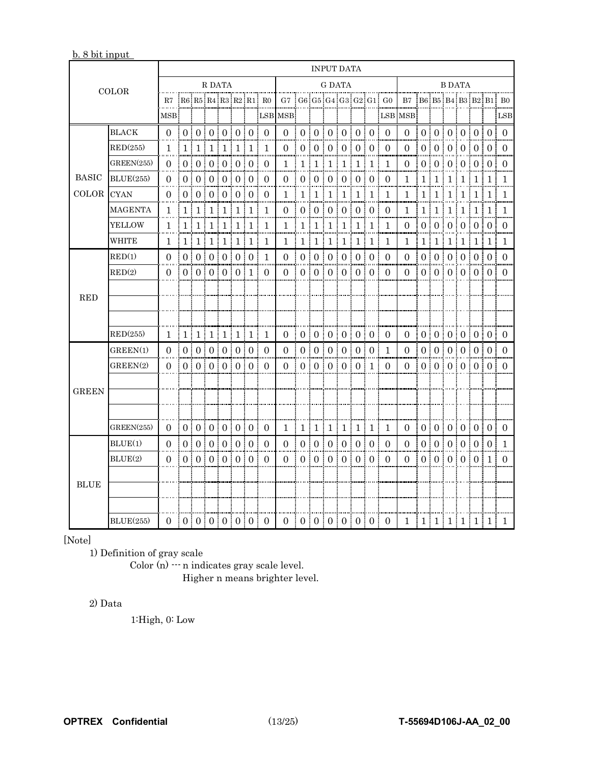b. 8 bit input

| COLOR | | INPUT DATA | | | | | | | | | | | | | | | | | | | | | | | |
|---|---|---|---|---|---|---|---|---|---|---|---|---|---|---|---|---|---|---|---|---|---|---|---|---|---|
| | | R DATA | | | | | | | | G DATA | | | | | | | | B DATA | | | | | | | |
| | | R7 MSB | R6 | R5 | R4 | R3 | R2 | R1 | R0 LSB | G7 MSB | G6 | G5 | G4 | G3 | G2 | G1 | G0 LSB | B7 MSB | B6 | B5 | B4 | B3 | B2 | B1 | B0 LSB |
| BASIC COLOR | BLACK | 0 | 0 | 0 | 0 | 0 | 0 | 0 | 0 | 0 | 0 | 0 | 0 | 0 | 0 | 0 | 0 | 0 | 0 | 0 | 0 | 0 | 0 | 0 | 0 |
| | RED(255) | 1 | 1 | 1 | 1 | 1 | 1 | 1 | 1 | 0 | 0 | 0 | 0 | 0 | 0 | 0 | 0 | 0 | 0 | 0 | 0 | 0 | 0 | 0 | 0 |
| | GREEN(255) | 0 | 0 | 0 | 0 | 0 | 0 | 0 | 0 | 1 | 1 | 1 | 1 | 1 | 1 | 1 | 1 | 0 | 0 | 0 | 0 | 0 | 0 | 0 | 0 |
| | BLUE(255) | 0 | 0 | 0 | 0 | 0 | 0 | 0 | 0 | 0 | 0 | 0 | 0 | 0 | 0 | 0 | 0 | 1 | 1 | 1 | 1 | 1 | 1 | 1 | 1 |
| | CYAN | 0 | 0 | 0 | 0 | 0 | 0 | 0 | 0 | 1 | 1 | 1 | 1 | 1 | 1 | 1 | 1 | 1 | 1 | 1 | 1 | 1 | 1 | 1 | 1 |
| | MAGENTA | 1 | 1 | 1 | 1 | 1 | 1 | 1 | 1 | 0 | 0 | 0 | 0 | 0 | 0 | 0 | 0 | 1 | 1 | 1 | 1 | 1 | 1 | 1 | 1 |
| | YELLOW | 1 | 1 | 1 | 1 | 1 | 1 | 1 | 1 | 1 | 1 | 1 | 1 | 1 | 1 | 1 | 1 | 0 | 0 | 0 | 0 | 0 | 0 | 0 | 0 |
| | WHITE | 1 | 1 | 1 | 1 | 1 | 1 | 1 | 1 | 1 | 1 | 1 | 1 | 1 | 1 | 1 | 1 | 1 | 1 | 1 | 1 | 1 | 1 | 1 | 1 |
| RED | RED(1) | 0 | 0 | 0 | 0 | 0 | 0 | 0 | 1 | 0 | 0 | 0 | 0 | 0 | 0 | 0 | 0 | 0 | 0 | 0 | 0 | 0 | 0 | 0 | 0 |
| | RED(2) | 0 | 0 | 0 | 0 | 0 | 0 | 1 | 0 | 0 | 0 | 0 | 0 | 0 | 0 | 0 | 0 | 0 | 0 | 0 | 0 | 0 | 0 | 0 | 0 |
| | | | | | | | | | | | | | | | | | | | | | | | | | |
| | | | | | | | | | | | | | | | | | | | | | | | | | |
| | | | | | | | | | | | | | | | | | | | | | | | | | |
| | RED(255) | 1 | 1 | 1 | 1 | 1 | 1 | 1 | 1 | 0 | 0 | 0 | 0 | 0 | 0 | 0 | 0 | 0 | 0 | 0 | 0 | 0 | 0 | 0 | 0 |
| GREEN | GREEN(1) | 0 | 0 | 0 | 0 | 0 | 0 | 0 | 0 | 0 | 0 | 0 | 0 | 0 | 0 | 0 | 1 | 0 | 0 | 0 | 0 | 0 | 0 | 0 | 0 |
| | GREEN(2) | 0 | 0 | 0 | 0 | 0 | 0 | 0 | 0 | 0 | 0 | 0 | 0 | 0 | 0 | 1 | 0 | 0 | 0 | 0 | 0 | 0 | 0 | 0 | 0 |
| | | | | | | | | | | | | | | | | | | | | | | | | | |
| | | | | | | | | | | | | | | | | | | | | | | | | | |
| | | | | | | | | | | | | | | | | | | | | | | | | | |
| | GREEN(255) | 0 | 0 | 0 | 0 | 0 | 0 | 0 | 0 | 1 | 1 | 1 | 1 | 1 | 1 | 1 | 1 | 0 | 0 | 0 | 0 | 0 | 0 | 0 | 0 |
| BLUE | BLUE(1) | 0 | 0 | 0 | 0 | 0 | 0 | 0 | 0 | 0 | 0 | 0 | 0 | 0 | 0 | 0 | 0 | 0 | 0 | 0 | 0 | 0 | 0 | 0 | 1 |
| | BLUE(2) | 0 | 0 | 0 | 0 | 0 | 0 | 0 | 0 | 0 | 0 | 0 | 0 | 0 | 0 | 0 | 0 | 0 | 0 | 0 | 0 | 0 | 0 | 1 | 0 |
| | | | | | | | | | | | | | | | | | | | | | | | | | |
| | | | | | | | | | | | | | | | | | | | | | | | | | |
| | | | | | | | | | | | | | | | | | | | | | | | | | |
| | BLUE(255) | 0 | 0 | 0 | 0 | 0 | 0 | 0 | 0 | 0 | 0 | 0 | 0 | 0 | 0 | 0 | 0 | 1 | 1 | 1 | 1 | 1 | 1 | 1 | 1 |

[Note]

1) Definition of gray scale

Color (n) --- n indicates gray scale level.
Higher n means brighter level.

2) Data

1:High, 0: Low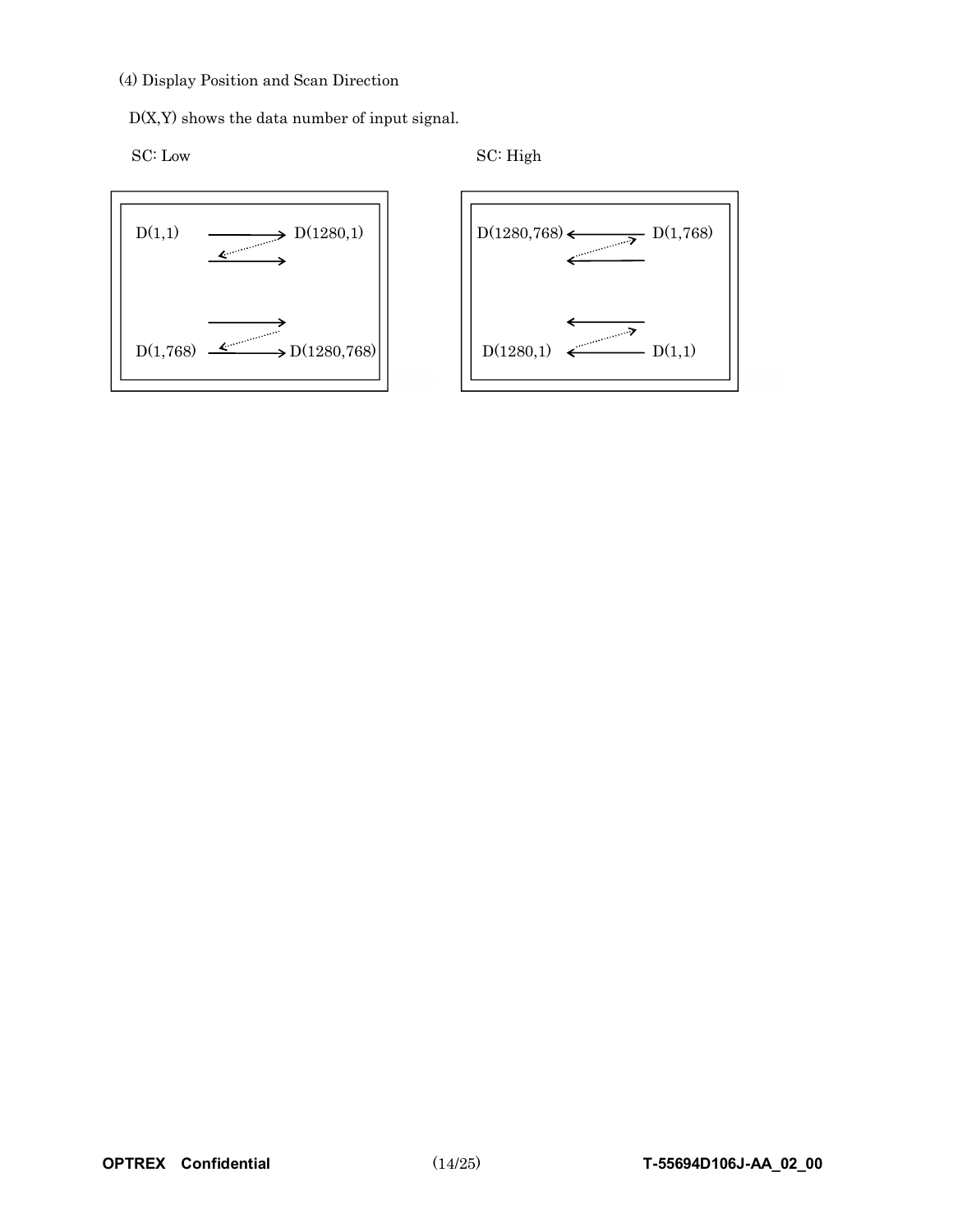(4) Display Position and Scan Direction

D(X,Y) shows the data number of input signal.

SC: Low

D(1,1) → D(1280,1)

D(1,768) → D(1280,768)

SC: High

D(1280,768) ← D(1,768)

D(1280,1) ← D(1,1)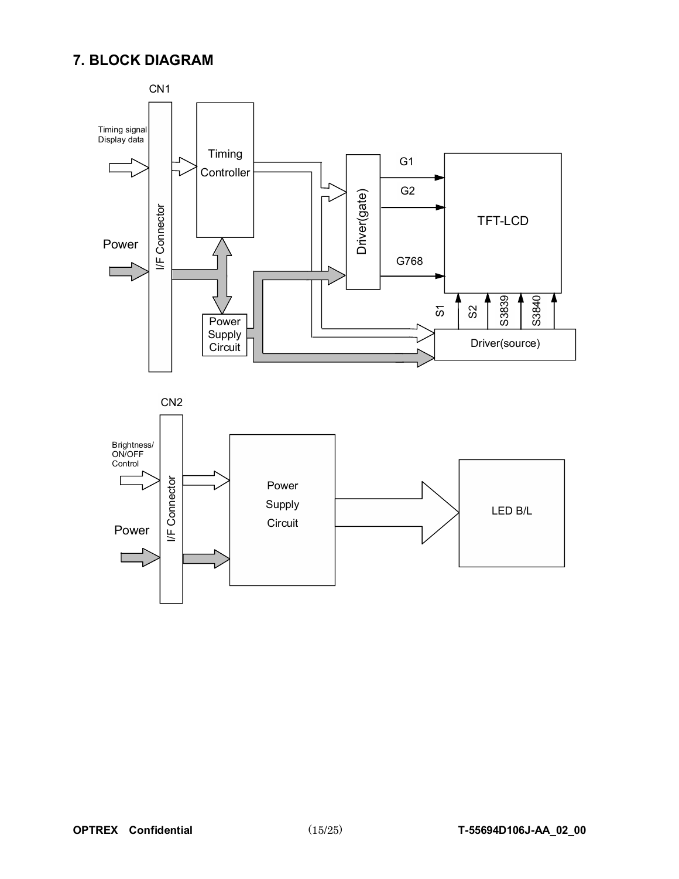## 7. BLOCK DIAGRAM

CN1

Timing signal
Display data

Power

I/F Connector

Timing Controller

Power Supply Circuit

Driver(gate)

G1

G2

G768

TFT-LCD

S1 S2 S3839 S3840

Driver(source)

CN2

Brightness/
ON/OFF
Control

Power

I/F Connector

Power Supply Circuit

LED B/L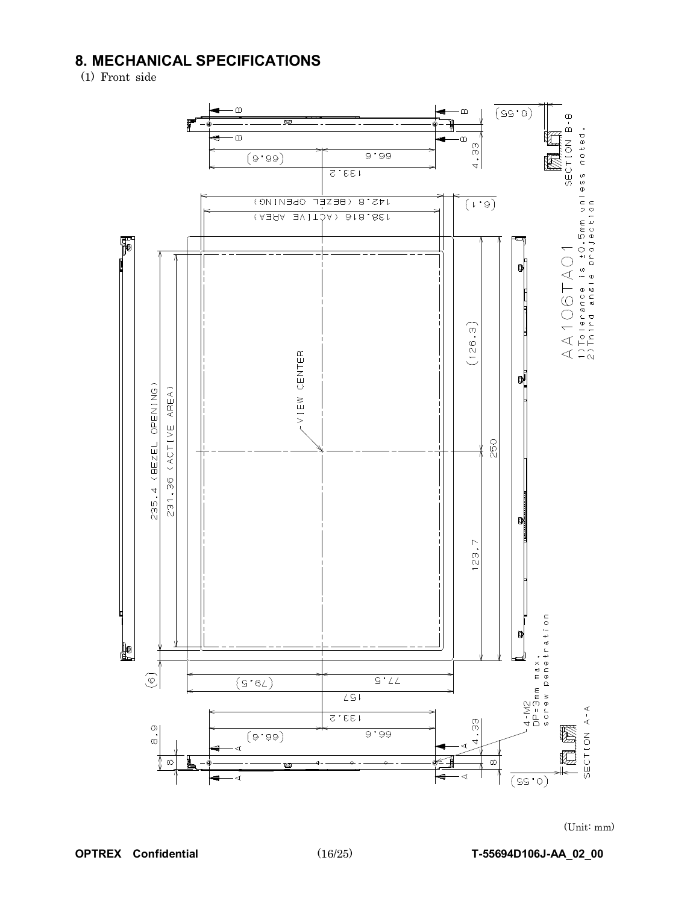# 8. MECHANICAL SPECIFICATIONS

(1) Front side

AA106TA01

1) Tolerance is ±0.5mm unless noted.
2) Third angle projection

SECTION B-B

SECTION A-A

4-M2
DP=3mm max.
screw penetration

VIEW CENTER

235.4 (BEZEL OPENING)
231.36 (ACTIVE AREA)
142.8 (BEZEL OPENING)
138.816 (ACTIVE AREA)
133.2
66.6
(66.6)
4.33
(0.55)
(6.1)
(126.3)
250
123.7
(6)
(79.5)
77.5
157
8.9
8

(Unit: mm)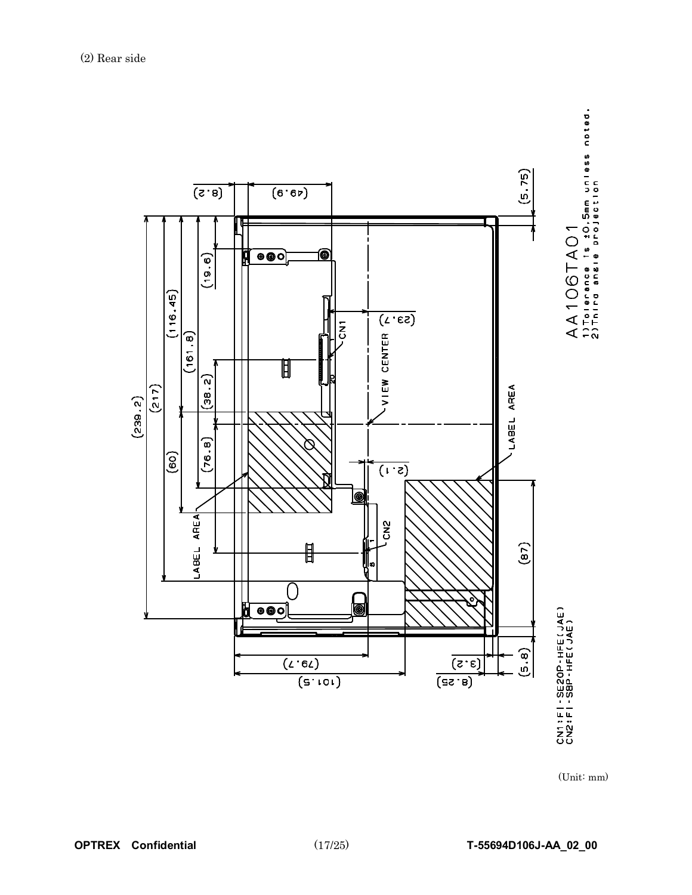(2) Rear side

(239.2)

(217)

(116.45)

(161.8)

(19.6)

(38.2)

(60)

(76.8)

(8.2)

(49.9)

(5.75)

CN1

20

(23.7)

VIEW CENTER

LABEL AREA

(2.1)

CN2

1

8

LABEL AREA

(87)

(79.7)

(101.5)

(3.2)

(8.25)

(5.8)

AA106TA01

1)Tolerance is ±0.5mm unless noted.

2)Third angle projection

CN1:FI-SE20P-HFE(JAE)

CN2:FI-S8P-HFE(JAE)

(Unit: mm)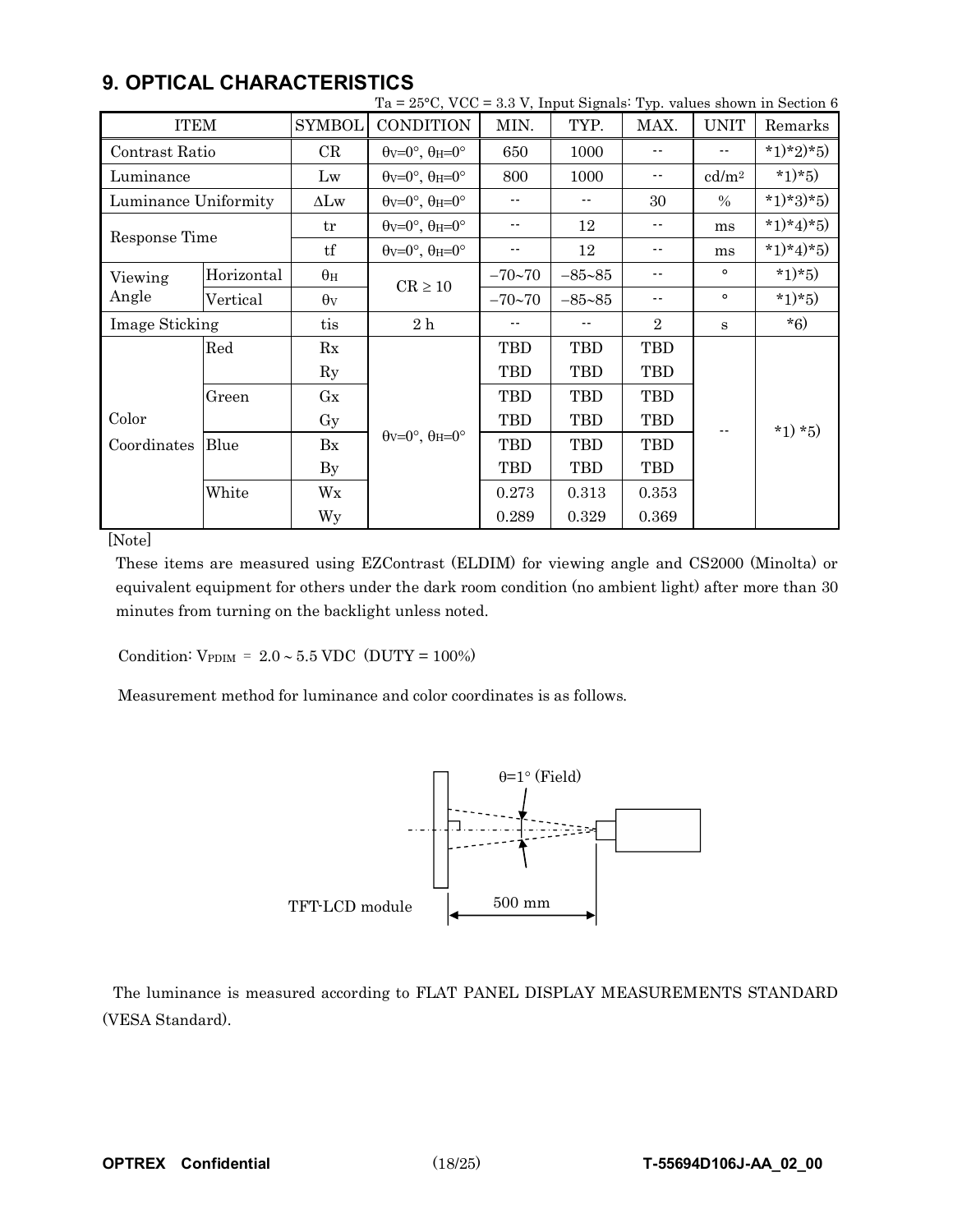## 9. OPTICAL CHARACTERISTICS

Ta = 25°C, VCC = 3.3 V, Input Signals: Typ. values shown in Section 6

| ITEM | | SYMBOL | CONDITION | MIN. | TYP. | MAX. | UNIT | Remarks |
|---|---|---|---|---|---|---|---|---|
| Contrast Ratio | | CR | $\theta_V$=0°, $\theta_H$=0° | 650 | 1000 | -- | -- | *1)*2)*5) |
| Luminance | | Lw | $\theta_V$=0°, $\theta_H$=0° | 800 | 1000 | -- | cd/m² | *1)*5) |
| Luminance Uniformity | | ΔLw | $\theta_V$=0°, $\theta_H$=0° | -- | -- | 30 | % | *1)*3)*5) |
| Response Time | | tr | $\theta_V$=0°, $\theta_H$=0° | -- | 12 | -- | ms | *1)*4)*5) |
| | | tf | $\theta_V$=0°, $\theta_H$=0° | -- | 12 | -- | ms | *1)*4)*5) |
| Viewing Angle | Horizontal | $\theta_H$ | CR ≥ 10 | −70~70 | −85~85 | -- | ° | *1)*5) |
| | Vertical | $\theta_V$ | | −70~70 | −85~85 | -- | ° | *1)*5) |
| Image Sticking | | tis | 2 h | -- | -- | 2 | s | *6) |
| Color Coordinates | Red | Rx | $\theta_V$=0°, $\theta_H$=0° | TBD | TBD | TBD | -- | *1) *5) |
| | | Ry | | TBD | TBD | TBD | | |
| | Green | Gx | | TBD | TBD | TBD | | |
| | | Gy | | TBD | TBD | TBD | | |
| | Blue | Bx | | TBD | TBD | TBD | | |
| | | By | | TBD | TBD | TBD | | |
| | White | Wx | | 0.273 | 0.313 | 0.353 | | |
| | | Wy | | 0.289 | 0.329 | 0.369 | | |

[Note]

These items are measured using EZContrast (ELDIM) for viewing angle and CS2000 (Minolta) or equivalent equipment for others under the dark room condition (no ambient light) after more than 30 minutes from turning on the backlight unless noted.

Condition: $V_{PDIM}$ = 2.0 ~ 5.5 VDC (DUTY = 100%)

Measurement method for luminance and color coordinates is as follows.

θ=1° (Field)

TFT-LCD module

500 mm

The luminance is measured according to FLAT PANEL DISPLAY MEASUREMENTS STANDARD (VESA Standard).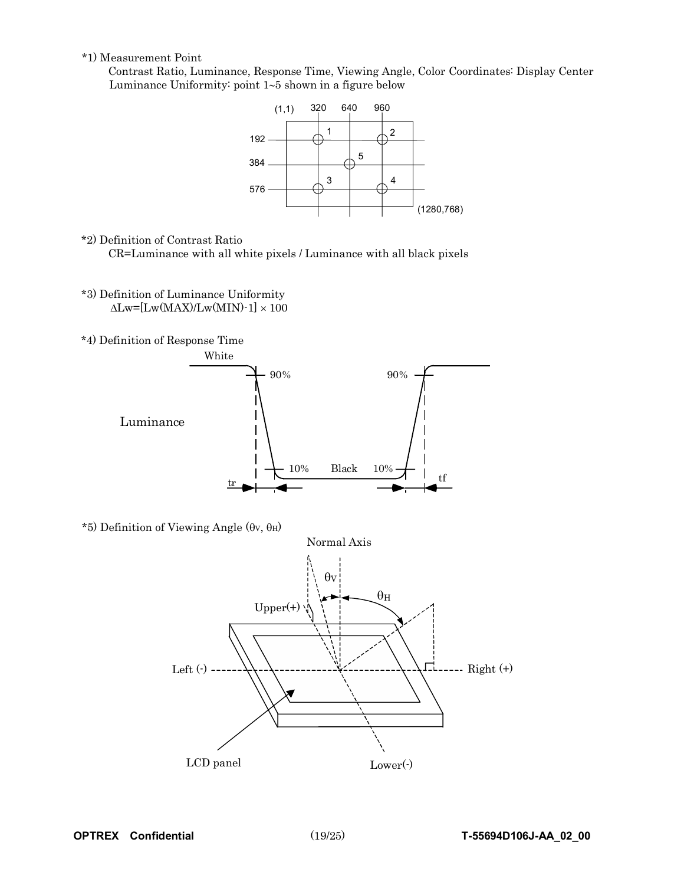*1) Measurement Point

Contrast Ratio, Luminance, Response Time, Viewing Angle, Color Coordinates: Display Center

Luminance Uniformity: point 1~5 shown in a figure below

*2) Definition of Contrast Ratio

CR=Luminance with all white pixels / Luminance with all black pixels

*3) Definition of Luminance Uniformity

$\Delta Lw = [Lw(MAX)/Lw(MIN) - 1] \times 100$

*4) Definition of Response Time

*5) Definition of Viewing Angle ($\theta_V$, $\theta_H$)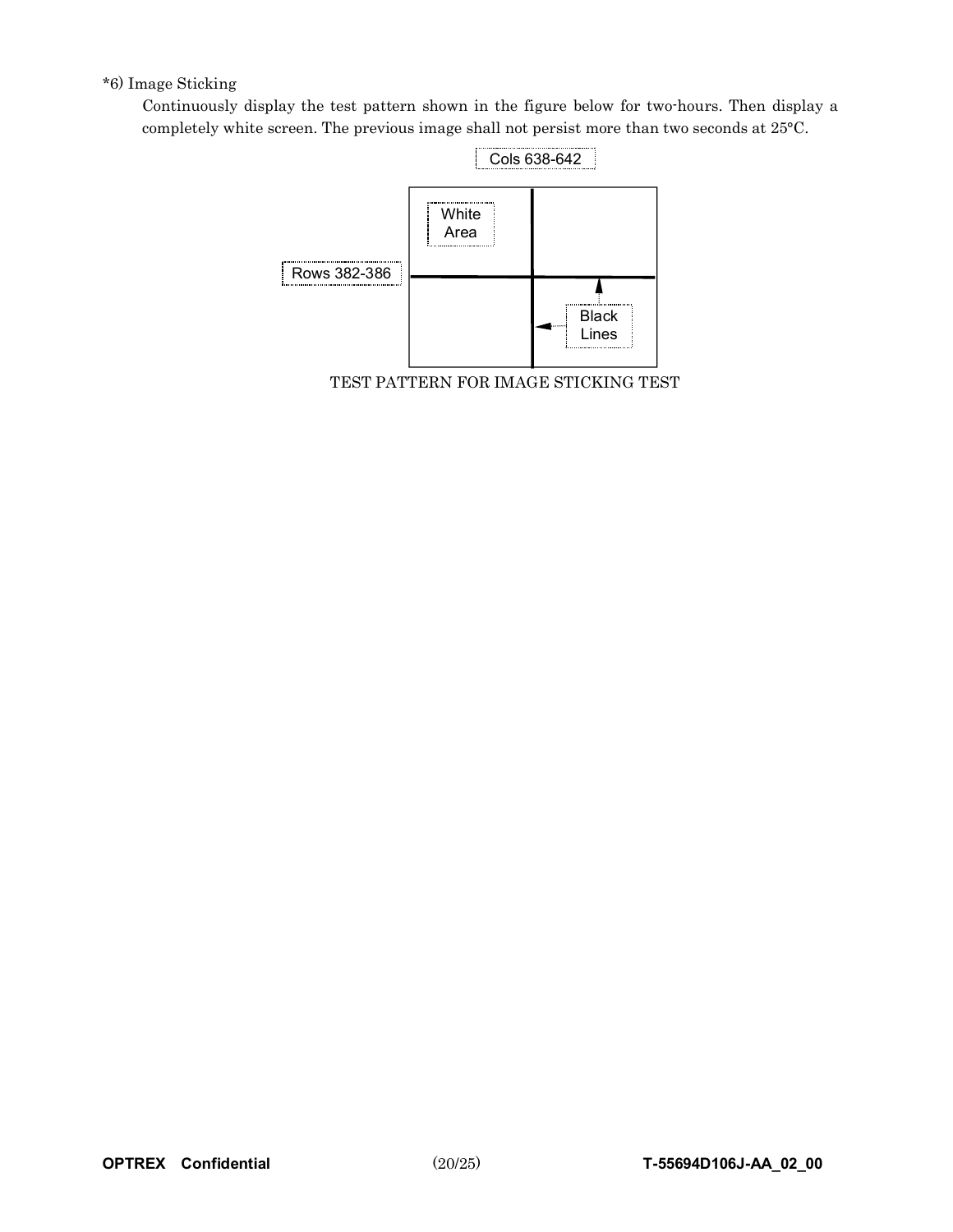*6) Image Sticking

Continuously display the test pattern shown in the figure below for two-hours. Then display a completely white screen. The previous image shall not persist more than two seconds at 25°C.

Cols 638-642

White Area

Rows 382-386

Black Lines

TEST PATTERN FOR IMAGE STICKING TEST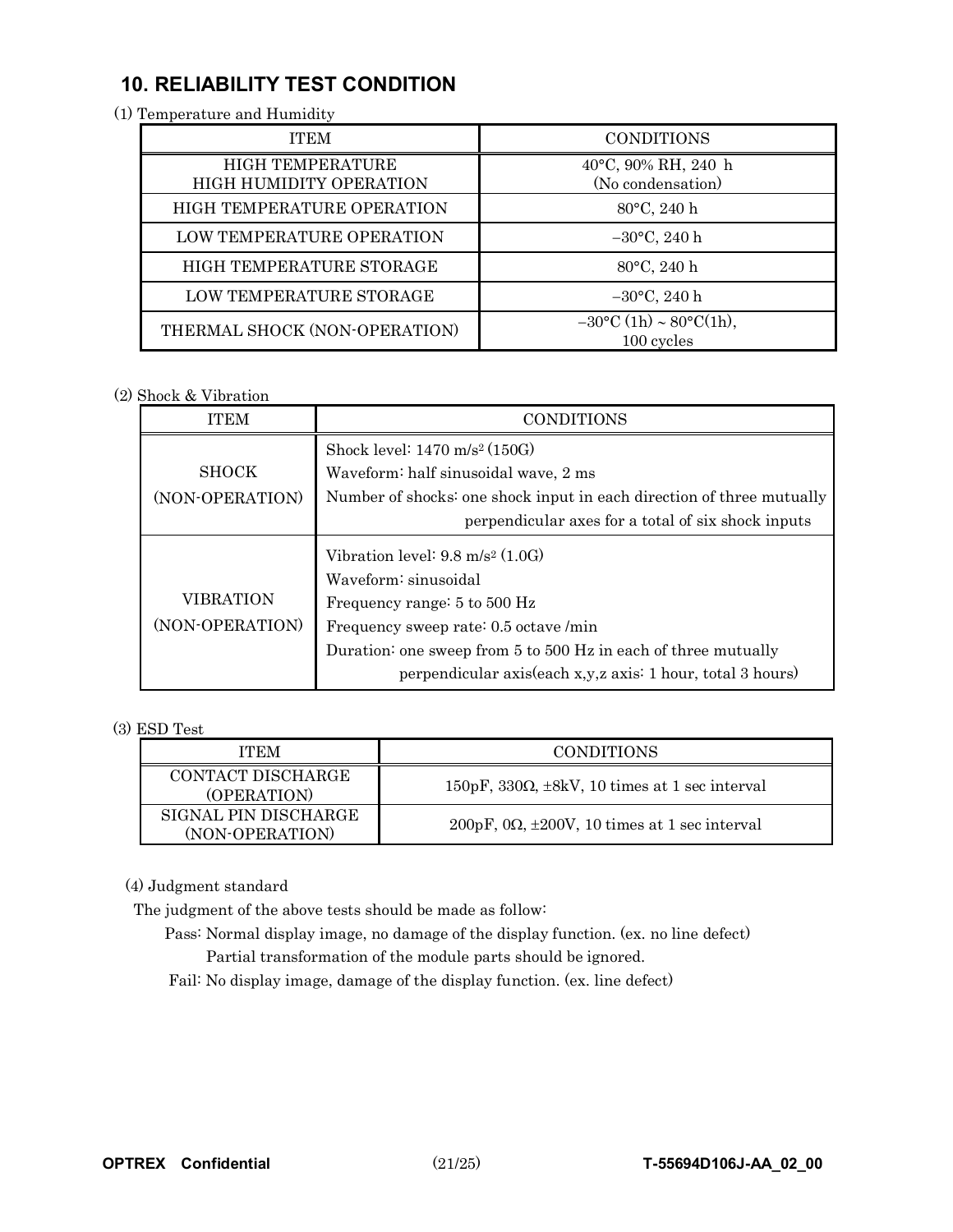## 10. RELIABILITY TEST CONDITION

(1) Temperature and Humidity

| ITEM | CONDITIONS |
|---|---|
| HIGH TEMPERATURE HIGH HUMIDITY OPERATION | 40°C, 90% RH, 240 h (No condensation) |
| HIGH TEMPERATURE OPERATION | 80°C, 240 h |
| LOW TEMPERATURE OPERATION | −30°C, 240 h |
| HIGH TEMPERATURE STORAGE | 80°C, 240 h |
| LOW TEMPERATURE STORAGE | −30°C, 240 h |
| THERMAL SHOCK (NON-OPERATION) | −30°C (1h) ~ 80°C(1h), 100 cycles |

(2) Shock & Vibration

| ITEM | CONDITIONS |
|---|---|
| SHOCK (NON-OPERATION) | Shock level: 1470 m/s² (150G)<br>Waveform: half sinusoidal wave, 2 ms<br>Number of shocks: one shock input in each direction of three mutually perpendicular axes for a total of six shock inputs |
| VIBRATION (NON-OPERATION) | Vibration level: 9.8 m/s² (1.0G)<br>Waveform: sinusoidal<br>Frequency range: 5 to 500 Hz<br>Frequency sweep rate: 0.5 octave /min<br>Duration: one sweep from 5 to 500 Hz in each of three mutually perpendicular axis(each x,y,z axis: 1 hour, total 3 hours) |

(3) ESD Test

| ITEM | CONDITIONS |
|---|---|
| CONTACT DISCHARGE (OPERATION) | 150pF, 330Ω, ±8kV, 10 times at 1 sec interval |
| SIGNAL PIN DISCHARGE (NON-OPERATION) | 200pF, 0Ω, ±200V, 10 times at 1 sec interval |

(4) Judgment standard

The judgment of the above tests should be made as follow:

Pass: Normal display image, no damage of the display function. (ex. no line defect)
Partial transformation of the module parts should be ignored.

Fail: No display image, damage of the display function. (ex. line defect)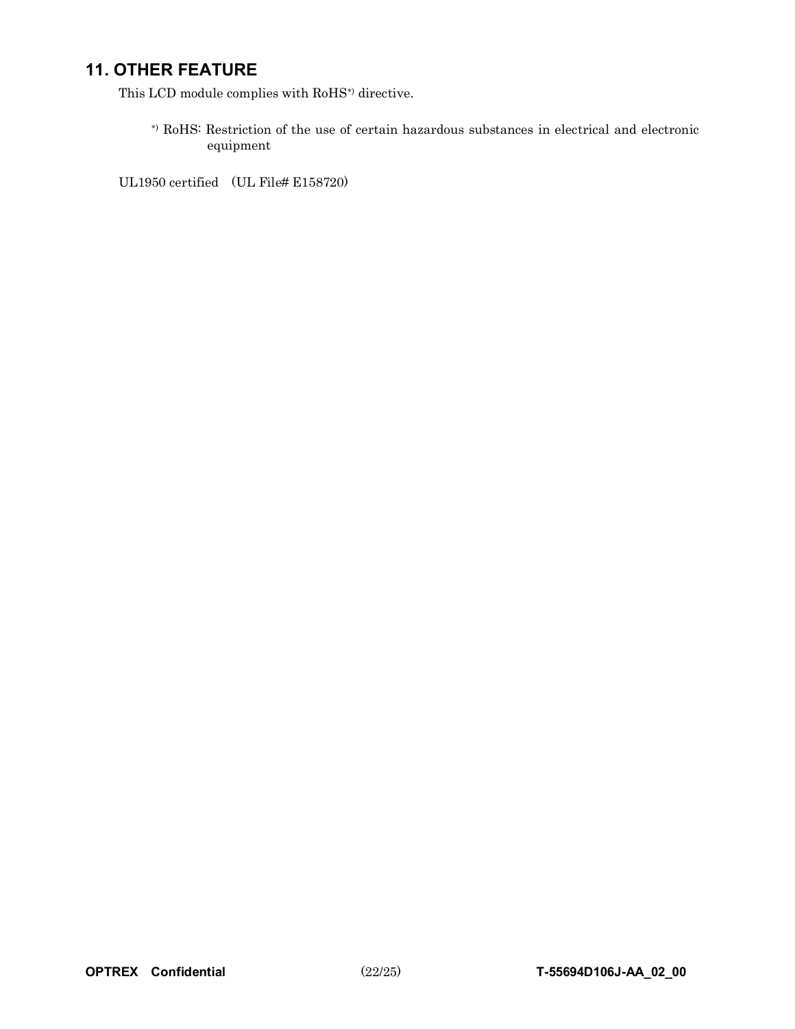## 11. OTHER FEATURE

This LCD module complies with RoHS*) directive.

*) RoHS: Restriction of the use of certain hazardous substances in electrical and electronic equipment

UL1950 certified （UL File# E158720）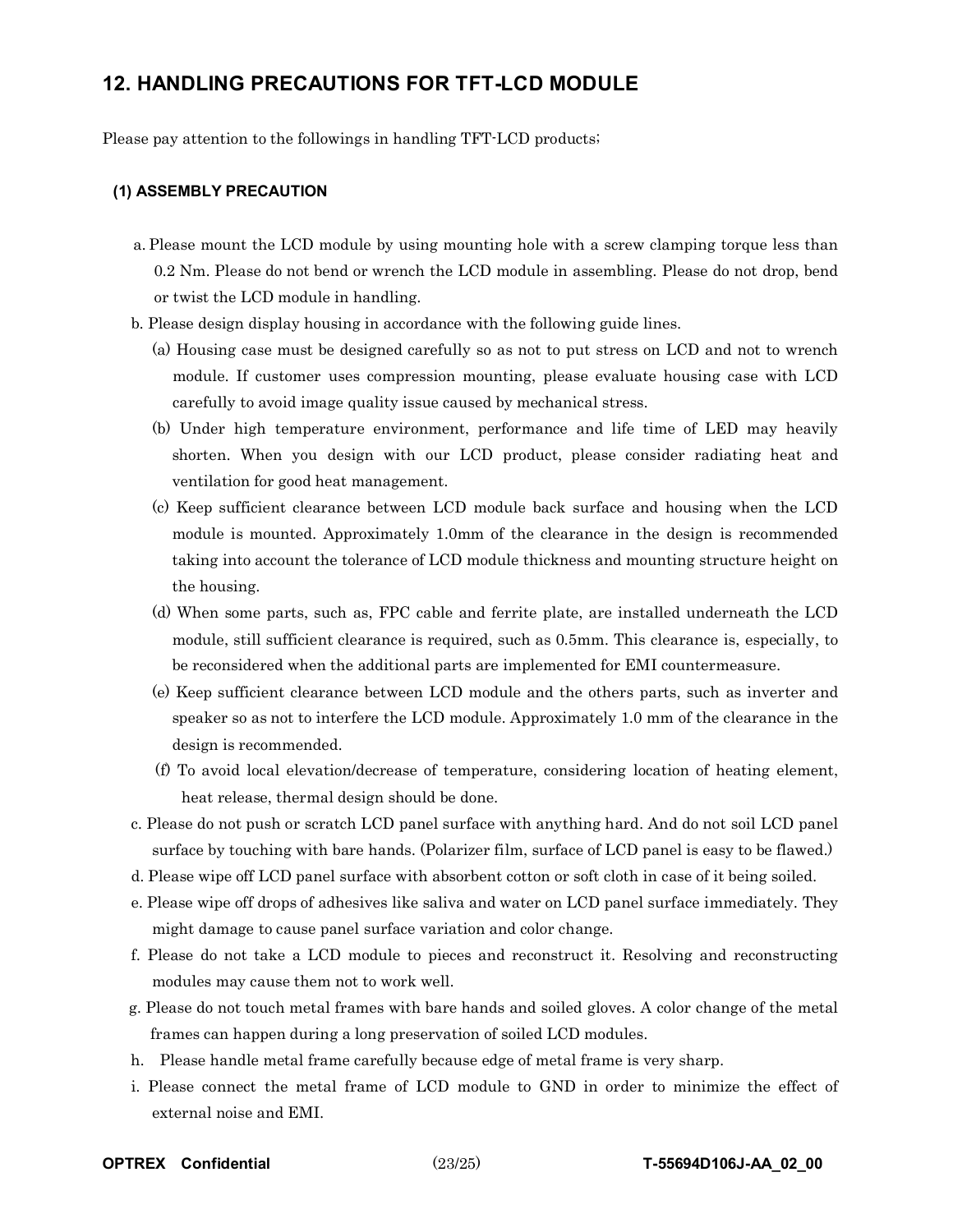## 12. HANDLING PRECAUTIONS FOR TFT-LCD MODULE

Please pay attention to the followings in handling TFT-LCD products;

### (1) ASSEMBLY PRECAUTION

a. Please mount the LCD module by using mounting hole with a screw clamping torque less than 0.2 Nm. Please do not bend or wrench the LCD module in assembling. Please do not drop, bend or twist the LCD module in handling.

b. Please design display housing in accordance with the following guide lines.

 (a) Housing case must be designed carefully so as not to put stress on LCD and not to wrench module. If customer uses compression mounting, please evaluate housing case with LCD carefully to avoid image quality issue caused by mechanical stress.

 (b) Under high temperature environment, performance and life time of LED may heavily shorten. When you design with our LCD product, please consider radiating heat and ventilation for good heat management.

 (c) Keep sufficient clearance between LCD module back surface and housing when the LCD module is mounted. Approximately 1.0mm of the clearance in the design is recommended taking into account the tolerance of LCD module thickness and mounting structure height on the housing.

 (d) When some parts, such as, FPC cable and ferrite plate, are installed underneath the LCD module, still sufficient clearance is required, such as 0.5mm. This clearance is, especially, to be reconsidered when the additional parts are implemented for EMI countermeasure.

 (e) Keep sufficient clearance between LCD module and the others parts, such as inverter and speaker so as not to interfere the LCD module. Approximately 1.0 mm of the clearance in the design is recommended.

 (f) To avoid local elevation/decrease of temperature, considering location of heating element, heat release, thermal design should be done.

c. Please do not push or scratch LCD panel surface with anything hard. And do not soil LCD panel surface by touching with bare hands. (Polarizer film, surface of LCD panel is easy to be flawed.)

d. Please wipe off LCD panel surface with absorbent cotton or soft cloth in case of it being soiled.

e. Please wipe off drops of adhesives like saliva and water on LCD panel surface immediately. They might damage to cause panel surface variation and color change.

f. Please do not take a LCD module to pieces and reconstruct it. Resolving and reconstructing modules may cause them not to work well.

g. Please do not touch metal frames with bare hands and soiled gloves. A color change of the metal frames can happen during a long preservation of soiled LCD modules.

h. Please handle metal frame carefully because edge of metal frame is very sharp.

i. Please connect the metal frame of LCD module to GND in order to minimize the effect of external noise and EMI.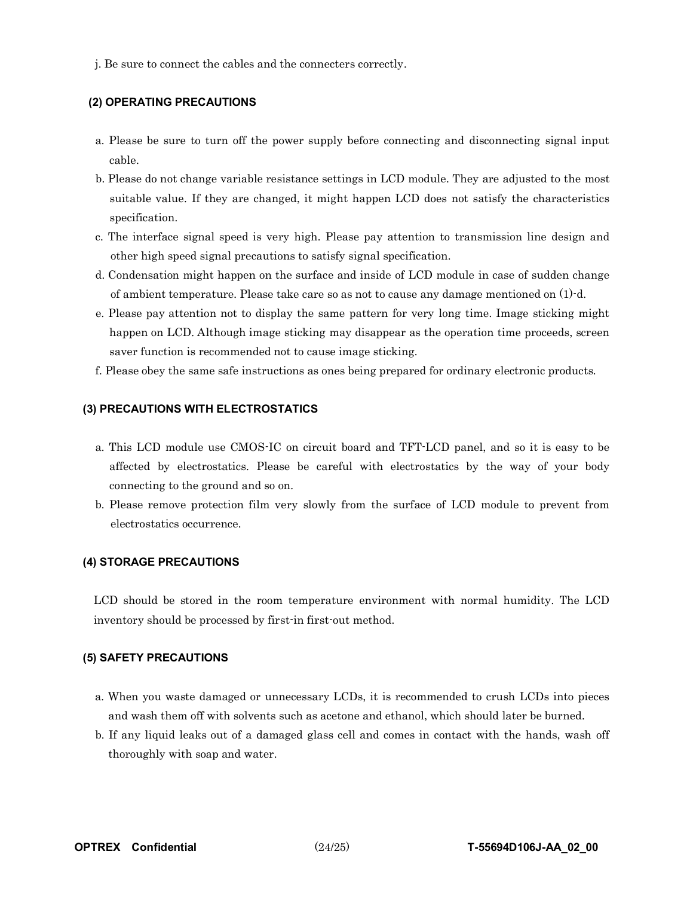j. Be sure to connect the cables and the connecters correctly.

### (2) OPERATING PRECAUTIONS

a. Please be sure to turn off the power supply before connecting and disconnecting signal input cable.

b. Please do not change variable resistance settings in LCD module. They are adjusted to the most suitable value. If they are changed, it might happen LCD does not satisfy the characteristics specification.

c. The interface signal speed is very high. Please pay attention to transmission line design and other high speed signal precautions to satisfy signal specification.

d. Condensation might happen on the surface and inside of LCD module in case of sudden change of ambient temperature. Please take care so as not to cause any damage mentioned on (1)-d.

e. Please pay attention not to display the same pattern for very long time. Image sticking might happen on LCD. Although image sticking may disappear as the operation time proceeds, screen saver function is recommended not to cause image sticking.

f. Please obey the same safe instructions as ones being prepared for ordinary electronic products.

### (3) PRECAUTIONS WITH ELECTROSTATICS

a. This LCD module use CMOS-IC on circuit board and TFT-LCD panel, and so it is easy to be affected by electrostatics. Please be careful with electrostatics by the way of your body connecting to the ground and so on.

b. Please remove protection film very slowly from the surface of LCD module to prevent from electrostatics occurrence.

### (4) STORAGE PRECAUTIONS

LCD should be stored in the room temperature environment with normal humidity. The LCD inventory should be processed by first-in first-out method.

### (5) SAFETY PRECAUTIONS

a. When you waste damaged or unnecessary LCDs, it is recommended to crush LCDs into pieces and wash them off with solvents such as acetone and ethanol, which should later be burned.

b. If any liquid leaks out of a damaged glass cell and comes in contact with the hands, wash off thoroughly with soap and water.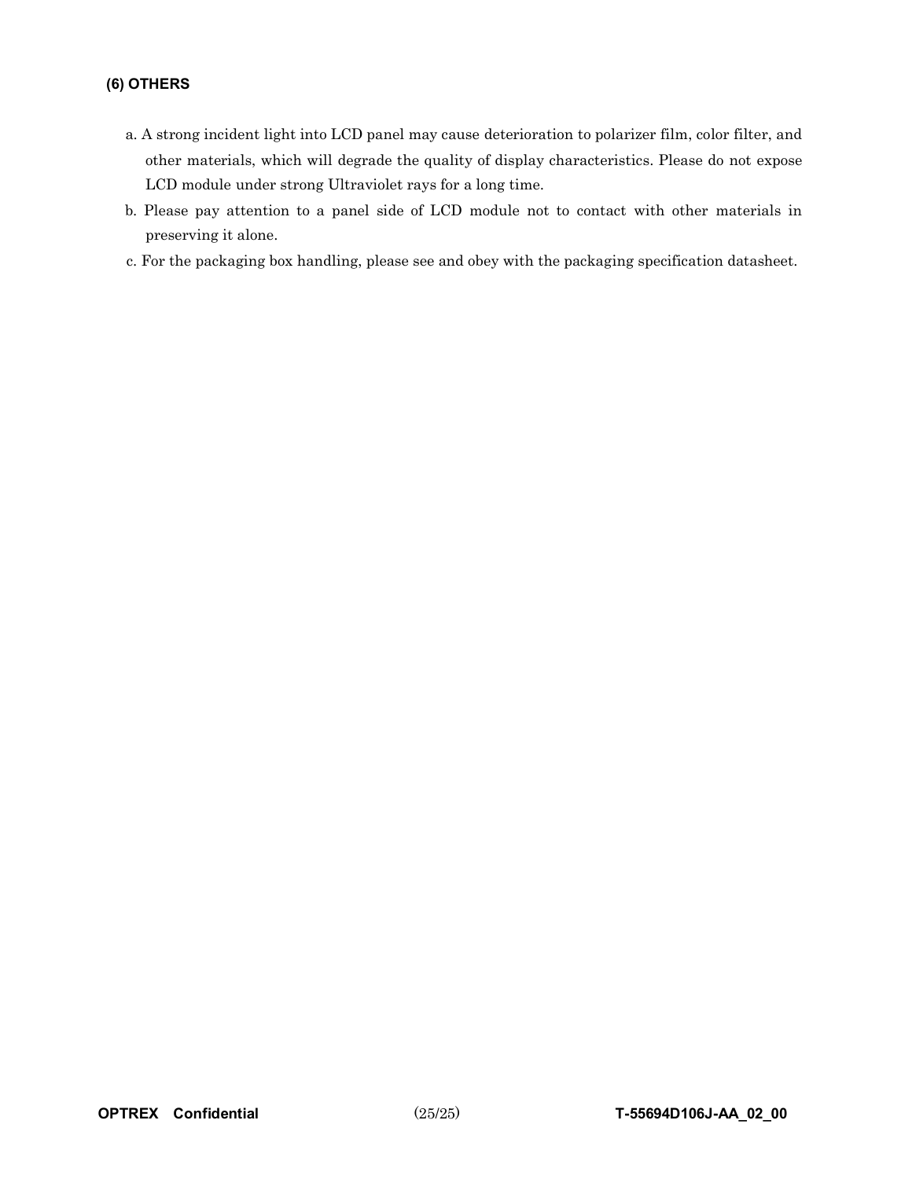### (6) OTHERS

a. A strong incident light into LCD panel may cause deterioration to polarizer film, color filter, and other materials, which will degrade the quality of display characteristics. Please do not expose LCD module under strong Ultraviolet rays for a long time.

b. Please pay attention to a panel side of LCD module not to contact with other materials in preserving it alone.

c. For the packaging box handling, please see and obey with the packaging specification datasheet.